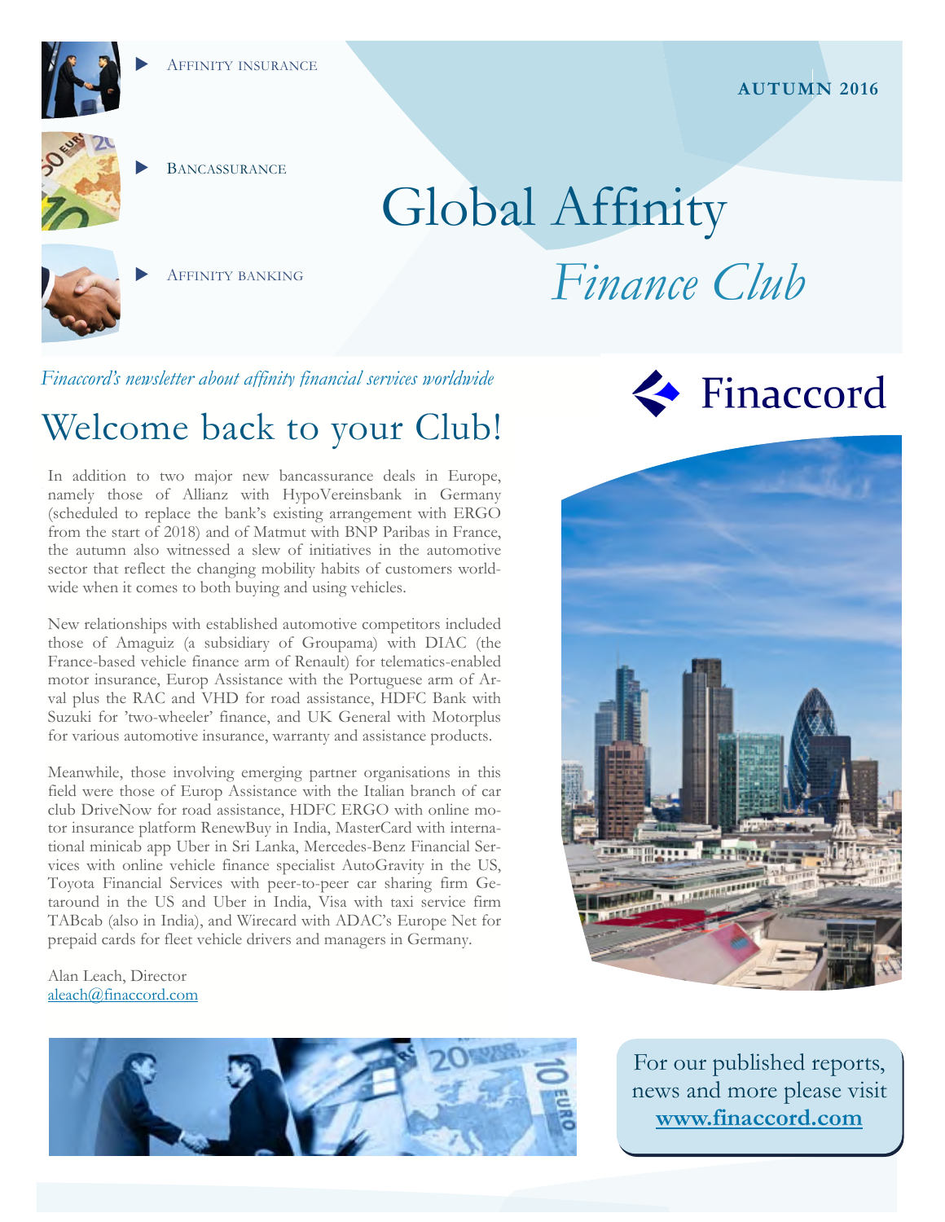- Affinity insurance
- Bancassurance
- Affinity banking

**AUTUMN 2016**

# Global Affinity *Finance Club*

*Finaccord's newsletter about affinity financial services worldwide*

Finaccord

## Welcome back to your Club!

In addition to two major new bancassurance deals in Europe, namely those of Allianz with HypoVereinsbank in Germany (scheduled to replace the bank's existing arrangement with ERGO from the start of 2018) and of Matmut with BNP Paribas in France, the autumn also witnessed a slew of initiatives in the automotive sector that reflect the changing mobility habits of customers worldwide when it comes to both buying and using vehicles.

New relationships with established automotive competitors included those of Amaguiz (a subsidiary of Groupama) with DIAC (the France-based vehicle finance arm of Renault) for telematics-enabled motor insurance, Europ Assistance with the Portuguese arm of Arval plus the RAC and VHD for road assistance, HDFC Bank with Suzuki for 'two-wheeler' finance, and UK General with Motorplus for various automotive insurance, warranty and assistance products.

Meanwhile, those involving emerging partner organisations in this field were those of Europ Assistance with the Italian branch of car club DriveNow for road assistance, HDFC ERGO with online motor insurance platform RenewBuy in India, MasterCard with international minicab app Uber in Sri Lanka, Mercedes-Benz Financial Services with online vehicle finance specialist AutoGravity in the US, Toyota Financial Services with peer-to-peer car sharing firm Getaround in the US and Uber in India, Visa with taxi service firm TABcab (also in India), and Wirecard with ADAC's Europe Net for prepaid cards for fleet vehicle drivers and managers in Germany.

Alan Leach, Director
aleach@finaccord.com

For our published reports, news and more please visit **www.finaccord.com**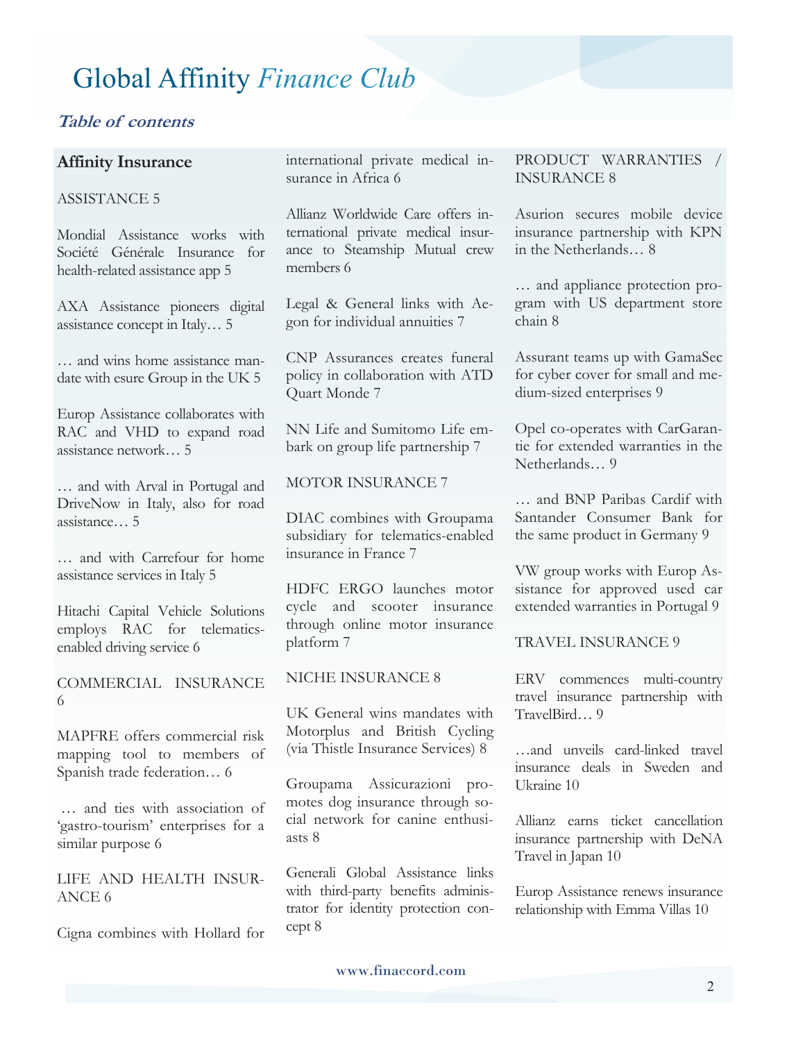# Global Affinity *Finance Club*

## *Table of contents*

**Affinity Insurance**

ASSISTANCE 5

Mondial Assistance works with Société Générale Insurance for health-related assistance app 5

AXA Assistance pioneers digital assistance concept in Italy… 5

… and wins home assistance mandate with esure Group in the UK 5

Europ Assistance collaborates with RAC and VHD to expand road assistance network… 5

… and with Arval in Portugal and DriveNow in Italy, also for road assistance… 5

… and with Carrefour for home assistance services in Italy 5

Hitachi Capital Vehicle Solutions employs RAC for telematics-enabled driving service 6

COMMERCIAL INSURANCE 6

MAPFRE offers commercial risk mapping tool to members of Spanish trade federation… 6

… and ties with association of 'gastro-tourism' enterprises for a similar purpose 6

LIFE AND HEALTH INSURANCE 6

Cigna combines with Hollard for international private medical insurance in Africa 6

Allianz Worldwide Care offers international private medical insurance to Steamship Mutual crew members 6

Legal & General links with Aegon for individual annuities 7

CNP Assurances creates funeral policy in collaboration with ATD Quart Monde 7

NN Life and Sumitomo Life embark on group life partnership 7

MOTOR INSURANCE 7

DIAC combines with Groupama subsidiary for telematics-enabled insurance in France 7

HDFC ERGO launches motor cycle and scooter insurance through online motor insurance platform 7

NICHE INSURANCE 8

UK General wins mandates with Motorplus and British Cycling (via Thistle Insurance Services) 8

Groupama Assicurazioni promotes dog insurance through social network for canine enthusiasts 8

Generali Global Assistance links with third-party benefits administrator for identity protection concept 8

PRODUCT WARRANTIES / INSURANCE 8

Asurion secures mobile device insurance partnership with KPN in the Netherlands… 8

… and appliance protection program with US department store chain 8

Assurant teams up with GamaSec for cyber cover for small and medium-sized enterprises 9

Opel co-operates with CarGarantie for extended warranties in the Netherlands… 9

… and BNP Paribas Cardif with Santander Consumer Bank for the same product in Germany 9

VW group works with Europ Assistance for approved used car extended warranties in Portugal 9

TRAVEL INSURANCE 9

ERV commences multi-country travel insurance partnership with TravelBird… 9

…and unveils card-linked travel insurance deals in Sweden and Ukraine 10

Allianz earns ticket cancellation insurance partnership with DeNA Travel in Japan 10

Europ Assistance renews insurance relationship with Emma Villas 10

www.finaccord.com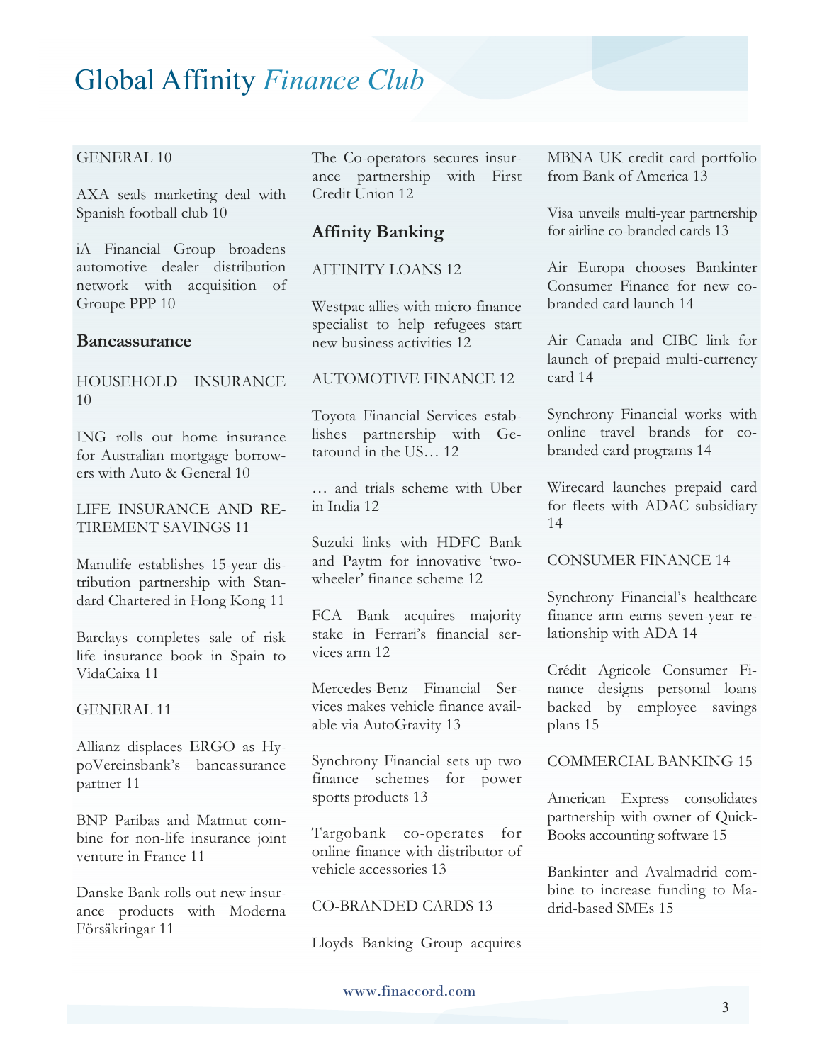GENERAL 10

AXA seals marketing deal with Spanish football club 10

iA Financial Group broadens automotive dealer distribution network with acquisition of Groupe PPP 10

### Bancassurance

HOUSEHOLD INSURANCE 10

ING rolls out home insurance for Australian mortgage borrowers with Auto & General 10

LIFE INSURANCE AND RETIREMENT SAVINGS 11

Manulife establishes 15-year distribution partnership with Standard Chartered in Hong Kong 11

Barclays completes sale of risk life insurance book in Spain to VidaCaixa 11

GENERAL 11

Allianz displaces ERGO as HypoVereinsbank's bancassurance partner 11

BNP Paribas and Matmut combine for non-life insurance joint venture in France 11

Danske Bank rolls out new insurance products with Moderna Försäkringar 11

The Co-operators secures insurance partnership with First Credit Union 12

### Affinity Banking

AFFINITY LOANS 12

Westpac allies with micro-finance specialist to help refugees start new business activities 12

AUTOMOTIVE FINANCE 12

Toyota Financial Services establishes partnership with Getaround in the US… 12

… and trials scheme with Uber in India 12

Suzuki links with HDFC Bank and Paytm for innovative 'two-wheeler' finance scheme 12

FCA Bank acquires majority stake in Ferrari's financial services arm 12

Mercedes-Benz Financial Services makes vehicle finance available via AutoGravity 13

Synchrony Financial sets up two finance schemes for power sports products 13

Targobank co-operates for online finance with distributor of vehicle accessories 13

CO-BRANDED CARDS 13

Lloyds Banking Group acquires MBNA UK credit card portfolio from Bank of America 13

Visa unveils multi-year partnership for airline co-branded cards 13

Air Europa chooses Bankinter Consumer Finance for new co-branded card launch 14

Air Canada and CIBC link for launch of prepaid multi-currency card 14

Synchrony Financial works with online travel brands for co-branded card programs 14

Wirecard launches prepaid card for fleets with ADAC subsidiary 14

CONSUMER FINANCE 14

Synchrony Financial's healthcare finance arm earns seven-year relationship with ADA 14

Crédit Agricole Consumer Finance designs personal loans backed by employee savings plans 15

COMMERCIAL BANKING 15

American Express consolidates partnership with owner of QuickBooks accounting software 15

Bankinter and Avalmadrid combine to increase funding to Madrid-based SMEs 15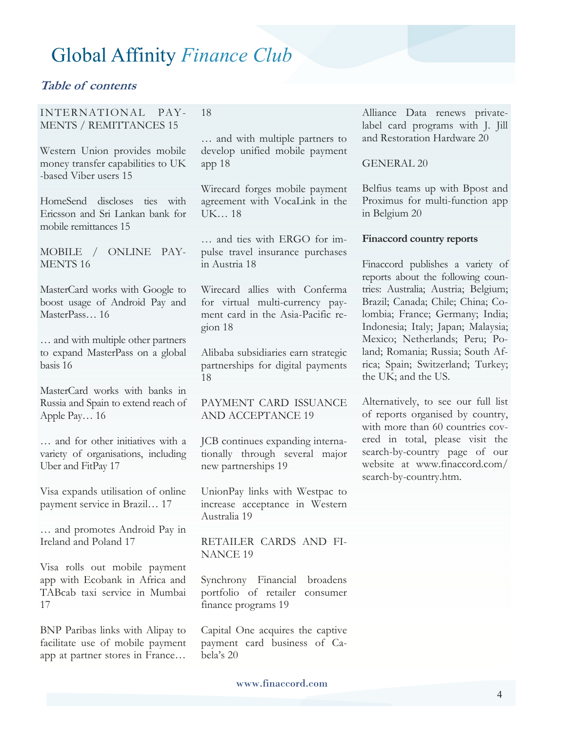# Global Affinity *Finance Club*

## *Table of contents*

INTERNATIONAL PAYMENTS / REMITTANCES 15

Western Union provides mobile money transfer capabilities to UK-based Viber users 15

HomeSend discloses ties with Ericsson and Sri Lankan bank for mobile remittances 15

MOBILE / ONLINE PAYMENTS 16

MasterCard works with Google to boost usage of Android Pay and MasterPass… 16

… and with multiple other partners to expand MasterPass on a global basis 16

MasterCard works with banks in Russia and Spain to extend reach of Apple Pay… 16

… and for other initiatives with a variety of organisations, including Uber and FitPay 17

Visa expands utilisation of online payment service in Brazil… 17

… and promotes Android Pay in Ireland and Poland 17

Visa rolls out mobile payment app with Ecobank in Africa and TABcab taxi service in Mumbai 17

BNP Paribas links with Alipay to facilitate use of mobile payment app at partner stores in France… 18

… and with multiple partners to develop unified mobile payment app 18

Wirecard forges mobile payment agreement with VocaLink in the UK… 18

… and ties with ERGO for impulse travel insurance purchases in Austria 18

Wirecard allies with Conferma for virtual multi-currency payment card in the Asia-Pacific region 18

Alibaba subsidiaries earn strategic partnerships for digital payments 18

PAYMENT CARD ISSUANCE AND ACCEPTANCE 19

JCB continues expanding internationally through several major new partnerships 19

UnionPay links with Westpac to increase acceptance in Western Australia 19

RETAILER CARDS AND FINANCE 19

Synchrony Financial broadens portfolio of retailer consumer finance programs 19

Capital One acquires the captive payment card business of Cabela's 20

Alliance Data renews private-label card programs with J. Jill and Restoration Hardware 20

GENERAL 20

Belfius teams up with Bpost and Proximus for multi-function app in Belgium 20

**Finaccord country reports**

Finaccord publishes a variety of reports about the following countries: Australia; Austria; Belgium; Brazil; Canada; Chile; China; Colombia; France; Germany; India; Indonesia; Italy; Japan; Malaysia; Mexico; Netherlands; Peru; Poland; Romania; Russia; South Africa; Spain; Switzerland; Turkey; the UK; and the US.

Alternatively, to see our full list of reports organised by country, with more than 60 countries covered in total, please visit the search-by-country page of our website at www.finaccord.com/search-by-country.htm.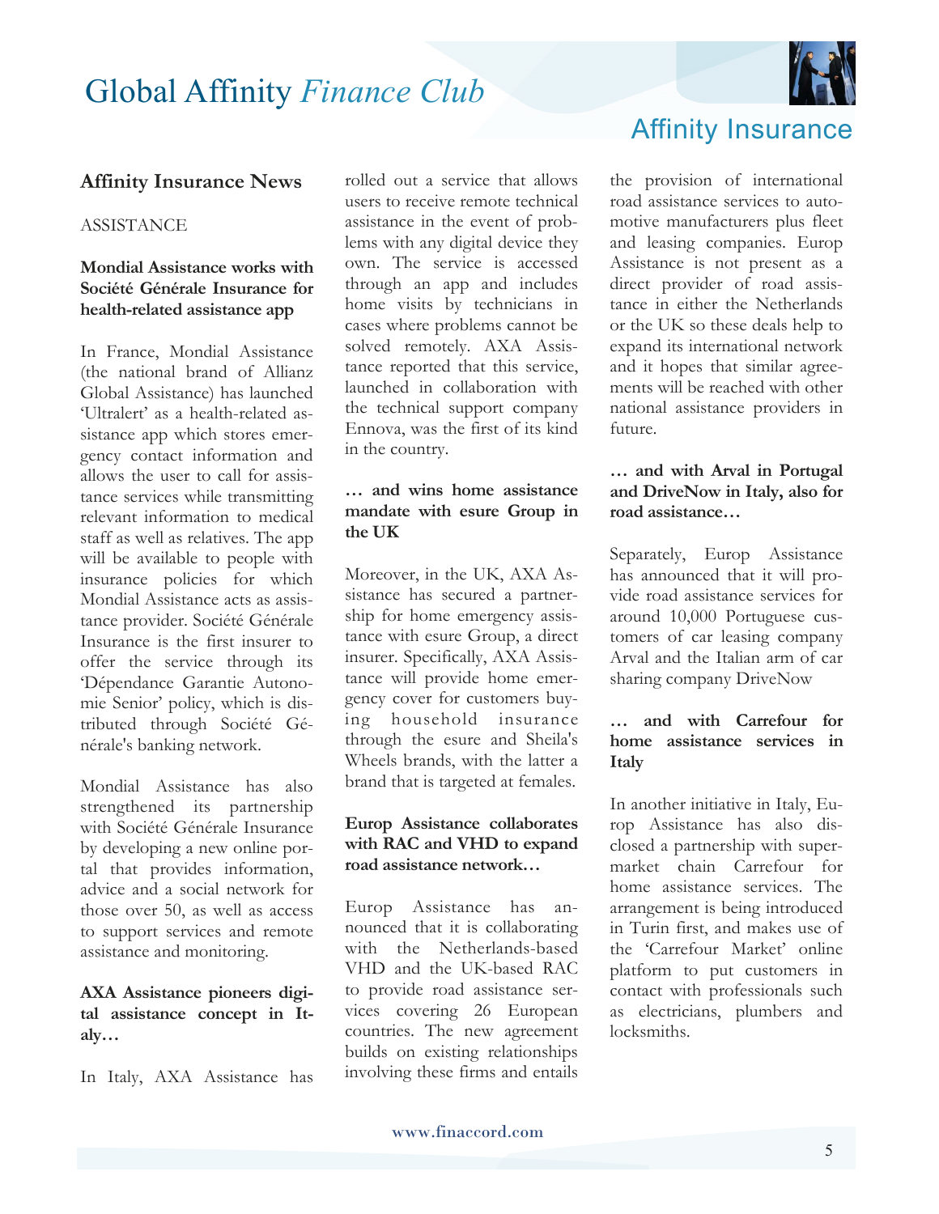## Affinity Insurance News

ASSISTANCE

**Mondial Assistance works with Société Générale Insurance for health-related assistance app**

In France, Mondial Assistance (the national brand of Allianz Global Assistance) has launched 'Ultralert' as a health-related assistance app which stores emergency contact information and allows the user to call for assistance services while transmitting relevant information to medical staff as well as relatives. The app will be available to people with insurance policies for which Mondial Assistance acts as assistance provider. Société Générale Insurance is the first insurer to offer the service through its 'Dépendance Garantie Autonomie Senior' policy, which is distributed through Société Générale's banking network.

Mondial Assistance has also strengthened its partnership with Société Générale Insurance by developing a new online portal that provides information, advice and a social network for those over 50, as well as access to support services and remote assistance and monitoring.

**AXA Assistance pioneers digital assistance concept in Italy…**

In Italy, AXA Assistance has rolled out a service that allows users to receive remote technical assistance in the event of problems with any digital device they own. The service is accessed through an app and includes home visits by technicians in cases where problems cannot be solved remotely. AXA Assistance reported that this service, launched in collaboration with the technical support company Ennova, was the first of its kind in the country.

**… and wins home assistance mandate with esure Group in the UK**

Moreover, in the UK, AXA Assistance has secured a partnership for home emergency assistance with esure Group, a direct insurer. Specifically, AXA Assistance will provide home emergency cover for customers buying household insurance through the esure and Sheila's Wheels brands, with the latter a brand that is targeted at females.

**Europ Assistance collaborates with RAC and VHD to expand road assistance network…**

Europ Assistance has announced that it is collaborating with the Netherlands-based VHD and the UK-based RAC to provide road assistance services covering 26 European countries. The new agreement builds on existing relationships involving these firms and entails the provision of international road assistance services to automotive manufacturers plus fleet and leasing companies. Europ Assistance is not present as a direct provider of road assistance in either the Netherlands or the UK so these deals help to expand its international network and it hopes that similar agreements will be reached with other national assistance providers in future.

**… and with Arval in Portugal and DriveNow in Italy, also for road assistance…**

Separately, Europ Assistance has announced that it will provide road assistance services for around 10,000 Portuguese customers of car leasing company Arval and the Italian arm of car sharing company DriveNow

**… and with Carrefour for home assistance services in Italy**

In another initiative in Italy, Europ Assistance has also disclosed a partnership with supermarket chain Carrefour for home assistance services. The arrangement is being introduced in Turin first, and makes use of the 'Carrefour Market' online platform to put customers in contact with professionals such as electricians, plumbers and locksmiths.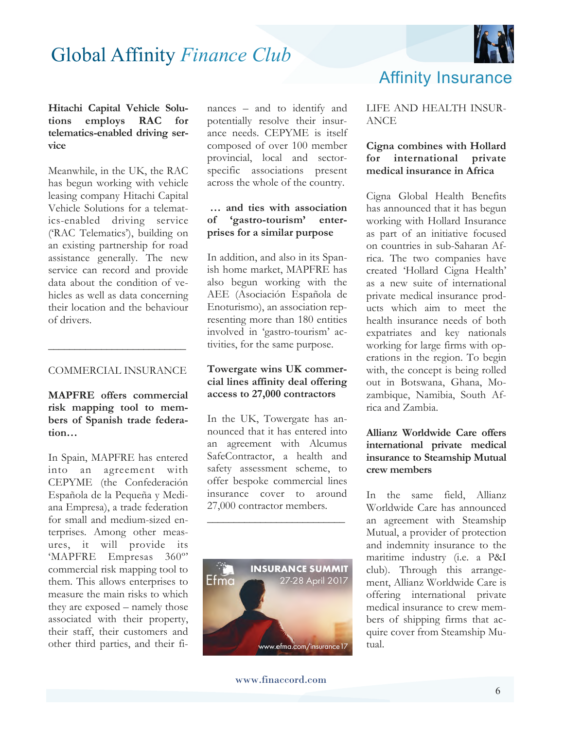**Hitachi Capital Vehicle Solutions employs RAC for telematics-enabled driving service**

Meanwhile, in the UK, the RAC has begun working with vehicle leasing company Hitachi Capital Vehicle Solutions for a telematics-enabled driving service ('RAC Telematics'), building on an existing partnership for road assistance generally. The new service can record and provide data about the condition of vehicles as well as data concerning their location and the behaviour of drivers.

---

COMMERCIAL INSURANCE

**MAPFRE offers commercial risk mapping tool to members of Spanish trade federation…**

In Spain, MAPFRE has entered into an agreement with CEPYME (the Confederación Española de la Pequeña y Mediana Empresa), a trade federation for small and medium-sized enterprises. Among other measures, it will provide its 'MAPFRE Empresas 360º' commercial risk mapping tool to them. This allows enterprises to measure the main risks to which they are exposed – namely those associated with their property, their staff, their customers and other third parties, and their finances – and to identify and potentially resolve their insurance needs. CEPYME is itself composed of over 100 member provincial, local and sector-specific associations present across the whole of the country.

**… and ties with association of 'gastro-tourism' enterprises for a similar purpose**

In addition, and also in its Spanish home market, MAPFRE has also begun working with the AEE (Asociación Española de Enoturismo), an association representing more than 180 entities involved in 'gastro-tourism' activities, for the same purpose.

**Towergate wins UK commercial lines affinity deal offering access to 27,000 contractors**

In the UK, Towergate has announced that it has entered into an agreement with Alcumus SafeContractor, a health and safety assessment scheme, to offer bespoke commercial lines insurance cover to around 27,000 contractor members.

---

INSURANCE SUMMIT 27-28 April 2017 www.efma.com/insurance17

## Affinity Insurance

LIFE AND HEALTH INSURANCE

**Cigna combines with Hollard for international private medical insurance in Africa**

Cigna Global Health Benefits has announced that it has begun working with Hollard Insurance as part of an initiative focused on countries in sub-Saharan Africa. The two companies have created 'Hollard Cigna Health' as a new suite of international private medical insurance products which aim to meet the health insurance needs of both expatriates and key nationals working for large firms with operations in the region. To begin with, the concept is being rolled out in Botswana, Ghana, Mozambique, Namibia, South Africa and Zambia.

**Allianz Worldwide Care offers international private medical insurance to Steamship Mutual crew members**

In the same field, Allianz Worldwide Care has announced an agreement with Steamship Mutual, a provider of protection and indemnity insurance to the maritime industry (i.e. a P&I club). Through this arrangement, Allianz Worldwide Care is offering international private medical insurance to crew members of shipping firms that acquire cover from Steamship Mutual.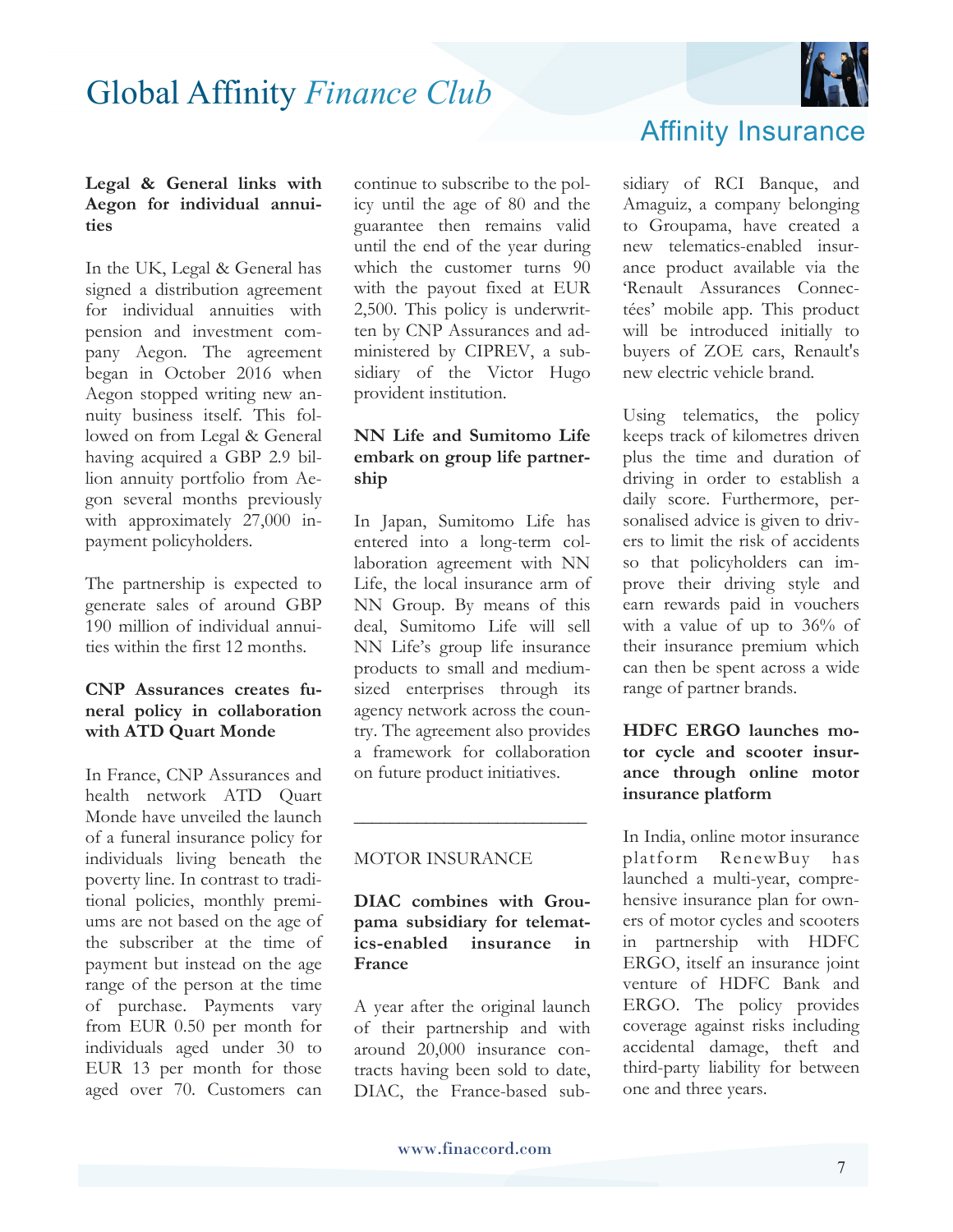### Legal & General links with Aegon for individual annuities

In the UK, Legal & General has signed a distribution agreement for individual annuities with pension and investment company Aegon. The agreement began in October 2016 when Aegon stopped writing new annuity business itself. This followed on from Legal & General having acquired a GBP 2.9 billion annuity portfolio from Aegon several months previously with approximately 27,000 in-payment policyholders.

The partnership is expected to generate sales of around GBP 190 million of individual annuities within the first 12 months.

### CNP Assurances creates funeral policy in collaboration with ATD Quart Monde

In France, CNP Assurances and health network ATD Quart Monde have unveiled the launch of a funeral insurance policy for individuals living beneath the poverty line. In contrast to traditional policies, monthly premiums are not based on the age of the subscriber at the time of payment but instead on the age range of the person at the time of purchase. Payments vary from EUR 0.50 per month for individuals aged under 30 to EUR 13 per month for those aged over 70. Customers can continue to subscribe to the policy until the age of 80 and the guarantee then remains valid until the end of the year during which the customer turns 90 with the payout fixed at EUR 2,500. This policy is underwritten by CNP Assurances and administered by CIPREV, a subsidiary of the Victor Hugo provident institution.

### NN Life and Sumitomo Life embark on group life partnership

In Japan, Sumitomo Life has entered into a long-term collaboration agreement with NN Life, the local insurance arm of NN Group. By means of this deal, Sumitomo Life will sell NN Life's group life insurance products to small and medium-sized enterprises through its agency network across the country. The agreement also provides a framework for collaboration on future product initiatives.

---

## MOTOR INSURANCE

### DIAC combines with Groupama subsidiary for telematics-enabled insurance in France

A year after the original launch of their partnership and with around 20,000 insurance contracts having been sold to date, DIAC, the France-based subsidiary of RCI Banque, and Amaguiz, a company belonging to Groupama, have created a new telematics-enabled insurance product available via the 'Renault Assurances Connectées' mobile app. This product will be introduced initially to buyers of ZOE cars, Renault's new electric vehicle brand.

Using telematics, the policy keeps track of kilometres driven plus the time and duration of driving in order to establish a daily score. Furthermore, personalised advice is given to drivers to limit the risk of accidents so that policyholders can improve their driving style and earn rewards paid in vouchers with a value of up to 36% of their insurance premium which can then be spent across a wide range of partner brands.

### HDFC ERGO launches motor cycle and scooter insurance through online motor insurance platform

In India, online motor insurance platform RenewBuy has launched a multi-year, comprehensive insurance plan for owners of motor cycles and scooters in partnership with HDFC ERGO, itself an insurance joint venture of HDFC Bank and ERGO. The policy provides coverage against risks including accidental damage, theft and third-party liability for between one and three years.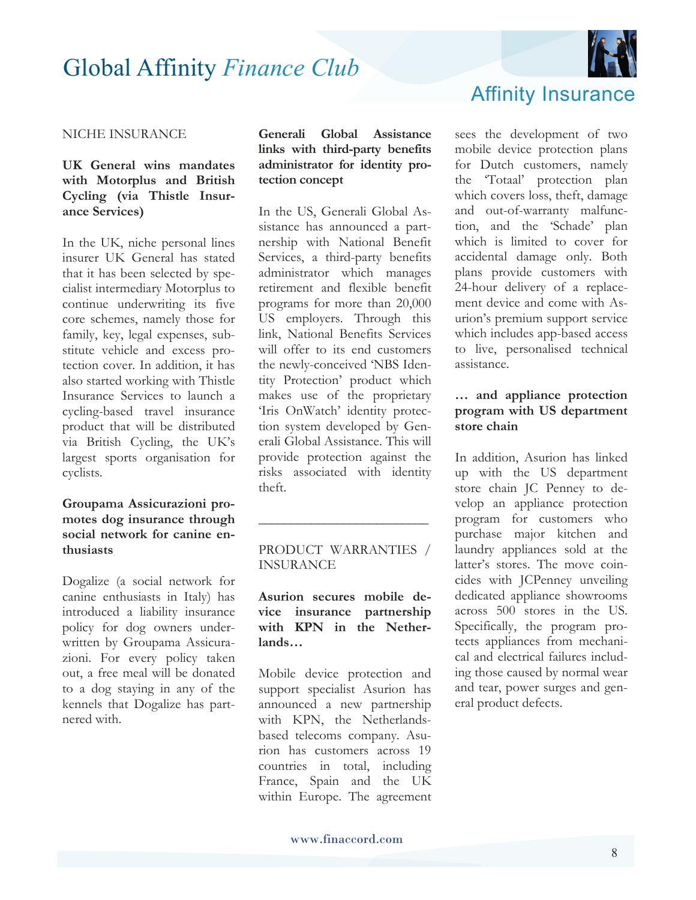## NICHE INSURANCE

### UK General wins mandates with Motorplus and British Cycling (via Thistle Insurance Services)

In the UK, niche personal lines insurer UK General has stated that it has been selected by specialist intermediary Motorplus to continue underwriting its five core schemes, namely those for family, key, legal expenses, substitute vehicle and excess protection cover. In addition, it has also started working with Thistle Insurance Services to launch a cycling-based travel insurance product that will be distributed via British Cycling, the UK's largest sports organisation for cyclists.

### Groupama Assicurazioni promotes dog insurance through social network for canine enthusiasts

Dogalize (a social network for canine enthusiasts in Italy) has introduced a liability insurance policy for dog owners underwritten by Groupama Assicurazioni. For every policy taken out, a free meal will be donated to a dog staying in any of the kennels that Dogalize has partnered with.

### Generali Global Assistance links with third-party benefits administrator for identity protection concept

In the US, Generali Global Assistance has announced a partnership with National Benefit Services, a third-party benefits administrator which manages retirement and flexible benefit programs for more than 20,000 US employers. Through this link, National Benefits Services will offer to its end customers the newly-conceived 'NBS Identity Protection' product which makes use of the proprietary 'Iris OnWatch' identity protection system developed by Generali Global Assistance. This will provide protection against the risks associated with identity theft.

---

## PRODUCT WARRANTIES / INSURANCE

### Asurion secures mobile device insurance partnership with KPN in the Netherlands…

Mobile device protection and support specialist Asurion has announced a new partnership with KPN, the Netherlands-based telecoms company. Asurion has customers across 19 countries in total, including France, Spain and the UK within Europe. The agreement sees the development of two mobile device protection plans for Dutch customers, namely the 'Totaal' protection plan which covers loss, theft, damage and out-of-warranty malfunction, and the 'Schade' plan which is limited to cover for accidental damage only. Both plans provide customers with 24-hour delivery of a replacement device and come with Asurion's premium support service which includes app-based access to live, personalised technical assistance.

### … and appliance protection program with US department store chain

In addition, Asurion has linked up with the US department store chain JC Penney to develop an appliance protection program for customers who purchase major kitchen and laundry appliances sold at the latter's stores. The move coincides with JCPenney unveiling dedicated appliance showrooms across 500 stores in the US. Specifically, the program protects appliances from mechanical and electrical failures including those caused by normal wear and tear, power surges and general product defects.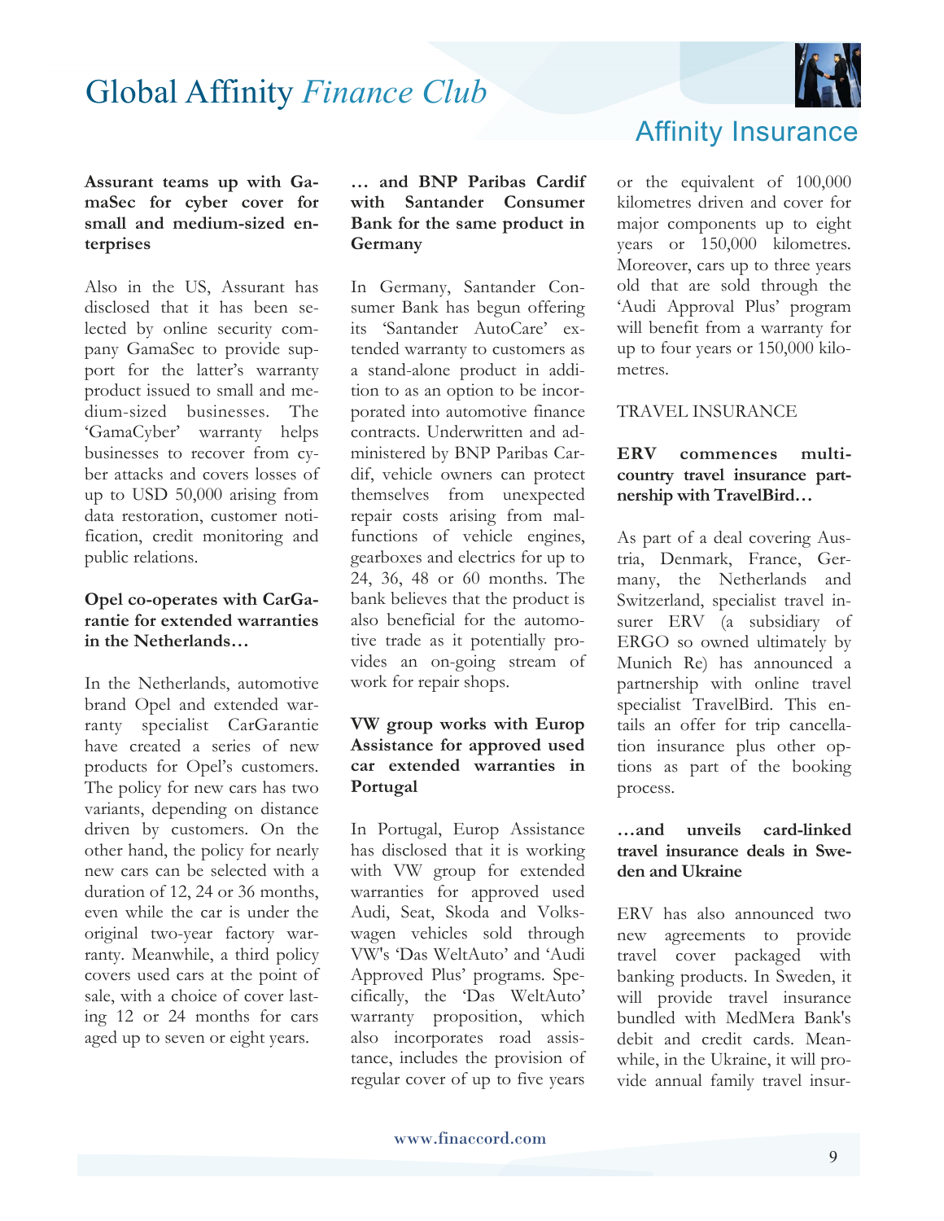### Assurant teams up with GamaSec for cyber cover for small and medium-sized enterprises

Also in the US, Assurant has disclosed that it has been selected by online security company GamaSec to provide support for the latter's warranty product issued to small and medium-sized businesses. The 'GamaCyber' warranty helps businesses to recover from cyber attacks and covers losses of up to USD 50,000 arising from data restoration, customer notification, credit monitoring and public relations.

### Opel co-operates with CarGarantie for extended warranties in the Netherlands…

In the Netherlands, automotive brand Opel and extended warranty specialist CarGarantie have created a series of new products for Opel's customers. The policy for new cars has two variants, depending on distance driven by customers. On the other hand, the policy for nearly new cars can be selected with a duration of 12, 24 or 36 months, even while the car is under the original two-year factory warranty. Meanwhile, a third policy covers used cars at the point of sale, with a choice of cover lasting 12 or 24 months for cars aged up to seven or eight years.

### … and BNP Paribas Cardif with Santander Consumer Bank for the same product in Germany

In Germany, Santander Consumer Bank has begun offering its 'Santander AutoCare' extended warranty to customers as a stand-alone product in addition to as an option to be incorporated into automotive finance contracts. Underwritten and administered by BNP Paribas Cardif, vehicle owners can protect themselves from unexpected repair costs arising from malfunctions of vehicle engines, gearboxes and electrics for up to 24, 36, 48 or 60 months. The bank believes that the product is also beneficial for the automotive trade as it potentially provides an on-going stream of work for repair shops.

### VW group works with Europ Assistance for approved used car extended warranties in Portugal

In Portugal, Europ Assistance has disclosed that it is working with VW group for extended warranties for approved used Audi, Seat, Skoda and Volkswagen vehicles sold through VW's 'Das WeltAuto' and 'Audi Approved Plus' programs. Specifically, the 'Das WeltAuto' warranty proposition, which also incorporates road assistance, includes the provision of regular cover of up to five years or the equivalent of 100,000 kilometres driven and cover for major components up to eight years or 150,000 kilometres. Moreover, cars up to three years old that are sold through the 'Audi Approval Plus' program will benefit from a warranty for up to four years or 150,000 kilometres.

## TRAVEL INSURANCE

### ERV commences multi-country travel insurance partnership with TravelBird…

As part of a deal covering Austria, Denmark, France, Germany, the Netherlands and Switzerland, specialist travel insurer ERV (a subsidiary of ERGO so owned ultimately by Munich Re) has announced a partnership with online travel specialist TravelBird. This entails an offer for trip cancellation insurance plus other options as part of the booking process.

### …and unveils card-linked travel insurance deals in Sweden and Ukraine

ERV has also announced two new agreements to provide travel cover packaged with banking products. In Sweden, it will provide travel insurance bundled with MedMera Bank's debit and credit cards. Meanwhile, in the Ukraine, it will provide annual family travel insur-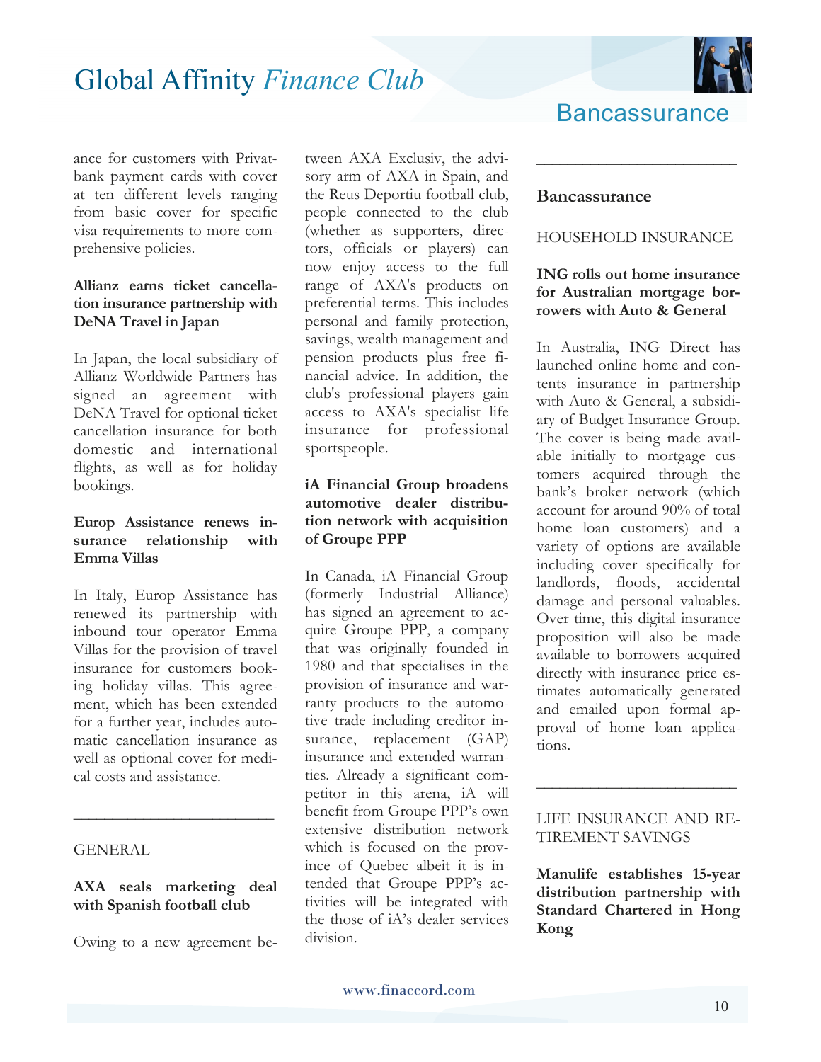ance for customers with Privatbank payment cards with cover at ten different levels ranging from basic cover for specific visa requirements to more comprehensive policies.

**Allianz earns ticket cancellation insurance partnership with DeNA Travel in Japan**

In Japan, the local subsidiary of Allianz Worldwide Partners has signed an agreement with DeNA Travel for optional ticket cancellation insurance for both domestic and international flights, as well as for holiday bookings.

**Europ Assistance renews insurance relationship with Emma Villas**

In Italy, Europ Assistance has renewed its partnership with inbound tour operator Emma Villas for the provision of travel insurance for customers booking holiday villas. This agreement, which has been extended for a further year, includes automatic cancellation insurance as well as optional cover for medical costs and assistance.

---

GENERAL

**AXA seals marketing deal with Spanish football club**

Owing to a new agreement between AXA Exclusiv, the advisory arm of AXA in Spain, and the Reus Deportiu football club, people connected to the club (whether as supporters, directors, officials or players) can now enjoy access to the full range of AXA's products on preferential terms. This includes personal and family protection, savings, wealth management and pension products plus free financial advice. In addition, the club's professional players gain access to AXA's specialist life insurance for professional sportspeople.

**iA Financial Group broadens automotive dealer distribution network with acquisition of Groupe PPP**

In Canada, iA Financial Group (formerly Industrial Alliance) has signed an agreement to acquire Groupe PPP, a company that was originally founded in 1980 and that specialises in the provision of insurance and warranty products to the automotive trade including creditor insurance, replacement (GAP) insurance and extended warranties. Already a significant competitor in this arena, iA will benefit from Groupe PPP's own extensive distribution network which is focused on the province of Quebec albeit it is intended that Groupe PPP's activities will be integrated with the those of iA's dealer services division.

---

## Bancassurance

HOUSEHOLD INSURANCE

**ING rolls out home insurance for Australian mortgage borrowers with Auto & General**

In Australia, ING Direct has launched online home and contents insurance in partnership with Auto & General, a subsidiary of Budget Insurance Group. The cover is being made available initially to mortgage customers acquired through the bank's broker network (which account for around 90% of total home loan customers) and a variety of options are available including cover specifically for landlords, floods, accidental damage and personal valuables. Over time, this digital insurance proposition will also be made available to borrowers acquired directly with insurance price estimates automatically generated and emailed upon formal approval of home loan applications.

---

LIFE INSURANCE AND RETIREMENT SAVINGS

**Manulife establishes 15-year distribution partnership with Standard Chartered in Hong Kong**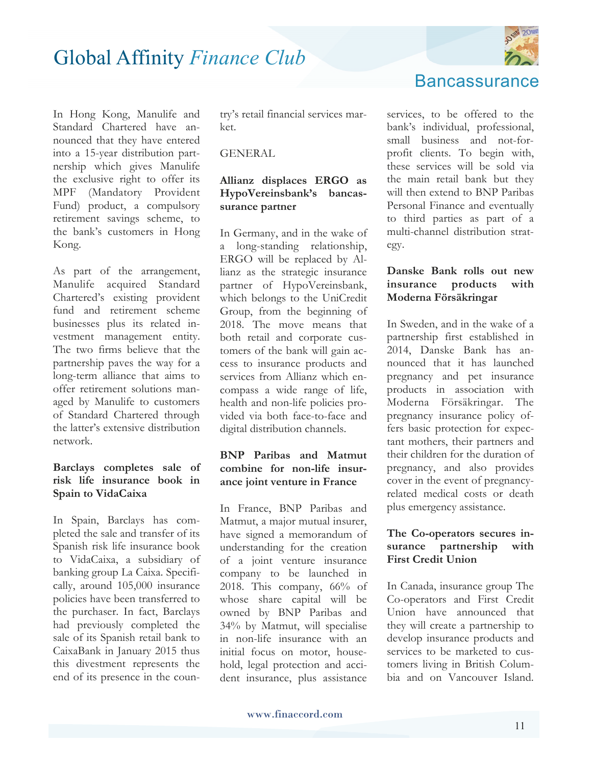In Hong Kong, Manulife and Standard Chartered have announced that they have entered into a 15-year distribution partnership which gives Manulife the exclusive right to offer its MPF (Mandatory Provident Fund) product, a compulsory retirement savings scheme, to the bank's customers in Hong Kong.

As part of the arrangement, Manulife acquired Standard Chartered's existing provident fund and retirement scheme businesses plus its related investment management entity. The two firms believe that the partnership paves the way for a long-term alliance that aims to offer retirement solutions managed by Manulife to customers of Standard Chartered through the latter's extensive distribution network.

**Barclays completes sale of risk life insurance book in Spain to VidaCaixa**

In Spain, Barclays has completed the sale and transfer of its Spanish risk life insurance book to VidaCaixa, a subsidiary of banking group La Caixa. Specifically, around 105,000 insurance policies have been transferred to the purchaser. In fact, Barclays had previously completed the sale of its Spanish retail bank to CaixaBank in January 2015 thus this divestment represents the end of its presence in the country's retail financial services market.

GENERAL

**Allianz displaces ERGO as HypoVereinsbank's bancassurance partner**

In Germany, and in the wake of a long-standing relationship, ERGO will be replaced by Allianz as the strategic insurance partner of HypoVereinsbank, which belongs to the UniCredit Group, from the beginning of 2018. The move means that both retail and corporate customers of the bank will gain access to insurance products and services from Allianz which encompass a wide range of life, health and non-life policies provided via both face-to-face and digital distribution channels.

**BNP Paribas and Matmut combine for non-life insurance joint venture in France**

In France, BNP Paribas and Matmut, a major mutual insurer, have signed a memorandum of understanding for the creation of a joint venture insurance company to be launched in 2018. This company, 66% of whose share capital will be owned by BNP Paribas and 34% by Matmut, will specialise in non-life insurance with an initial focus on motor, household, legal protection and accident insurance, plus assistance services, to be offered to the bank's individual, professional, small business and not-for-profit clients. To begin with, these services will be sold via the main retail bank but they will then extend to BNP Paribas Personal Finance and eventually to third parties as part of a multi-channel distribution strategy.

**Danske Bank rolls out new insurance products with Moderna Försäkringar**

In Sweden, and in the wake of a partnership first established in 2014, Danske Bank has announced that it has launched pregnancy and pet insurance products in association with Moderna Försäkringar. The pregnancy insurance policy offers basic protection for expectant mothers, their partners and their children for the duration of pregnancy, and also provides cover in the event of pregnancy-related medical costs or death plus emergency assistance.

**The Co-operators secures insurance partnership with First Credit Union**

In Canada, insurance group The Co-operators and First Credit Union have announced that they will create a partnership to develop insurance products and services to be marketed to customers living in British Columbia and on Vancouver Island.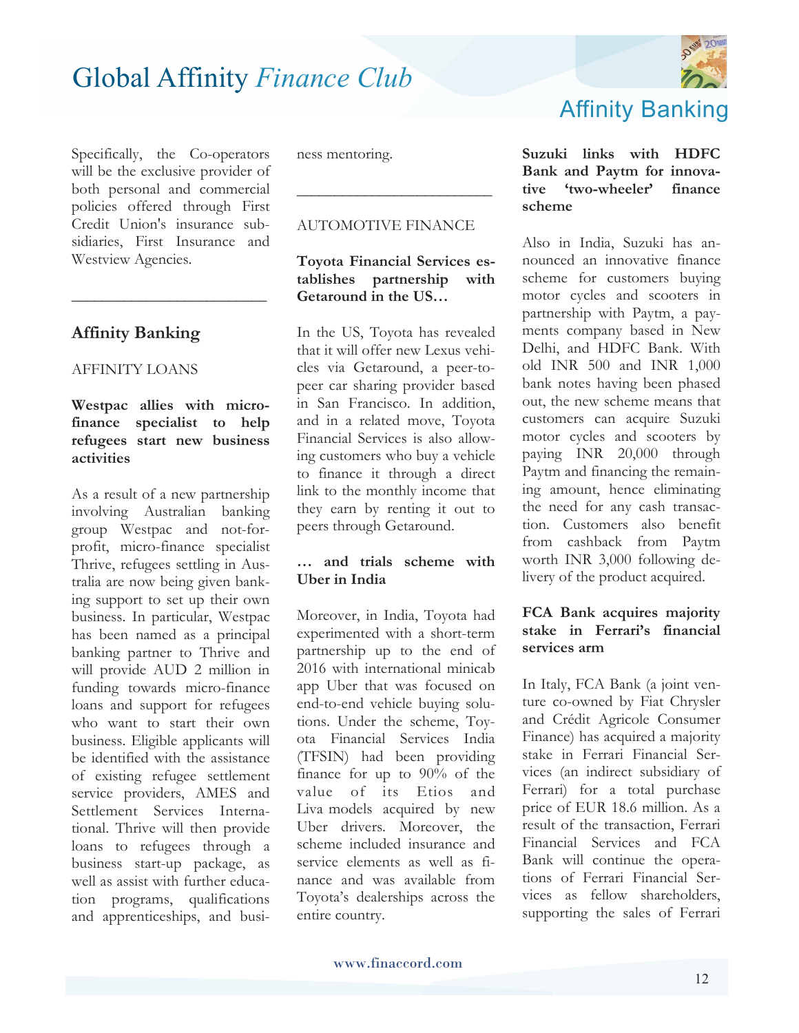Specifically, the Co-operators will be the exclusive provider of both personal and commercial policies offered through First Credit Union's insurance subsidiaries, First Insurance and Westview Agencies.

---

## Affinity Banking

AFFINITY LOANS

**Westpac allies with micro-finance specialist to help refugees start new business activities**

As a result of a new partnership involving Australian banking group Westpac and not-for-profit, micro-finance specialist Thrive, refugees settling in Australia are now being given banking support to set up their own business. In particular, Westpac has been named as a principal banking partner to Thrive and will provide AUD 2 million in funding towards micro-finance loans and support for refugees who want to start their own business. Eligible applicants will be identified with the assistance of existing refugee settlement service providers, AMES and Settlement Services International. Thrive will then provide loans to refugees through a business start-up package, as well as assist with further education programs, qualifications and apprenticeships, and business mentoring.

---

AUTOMOTIVE FINANCE

**Toyota Financial Services establishes partnership with Getaround in the US…**

In the US, Toyota has revealed that it will offer new Lexus vehicles via Getaround, a peer-to-peer car sharing provider based in San Francisco. In addition, and in a related move, Toyota Financial Services is also allowing customers who buy a vehicle to finance it through a direct link to the monthly income that they earn by renting it out to peers through Getaround.

**… and trials scheme with Uber in India**

Moreover, in India, Toyota had experimented with a short-term partnership up to the end of 2016 with international minicab app Uber that was focused on end-to-end vehicle buying solutions. Under the scheme, Toyota Financial Services India (TFSIN) had been providing finance for up to 90% of the value of its Etios and Liva models acquired by new Uber drivers. Moreover, the scheme included insurance and service elements as well as finance and was available from Toyota's dealerships across the entire country.

**Suzuki links with HDFC Bank and Paytm for innovative 'two-wheeler' finance scheme**

Also in India, Suzuki has announced an innovative finance scheme for customers buying motor cycles and scooters in partnership with Paytm, a payments company based in New Delhi, and HDFC Bank. With old INR 500 and INR 1,000 bank notes having been phased out, the new scheme means that customers can acquire Suzuki motor cycles and scooters by paying INR 20,000 through Paytm and financing the remaining amount, hence eliminating the need for any cash transaction. Customers also benefit from cashback from Paytm worth INR 3,000 following delivery of the product acquired.

**FCA Bank acquires majority stake in Ferrari's financial services arm**

In Italy, FCA Bank (a joint venture co-owned by Fiat Chrysler and Crédit Agricole Consumer Finance) has acquired a majority stake in Ferrari Financial Services (an indirect subsidiary of Ferrari) for a total purchase price of EUR 18.6 million. As a result of the transaction, Ferrari Financial Services and FCA Bank will continue the operations of Ferrari Financial Services as fellow shareholders, supporting the sales of Ferrari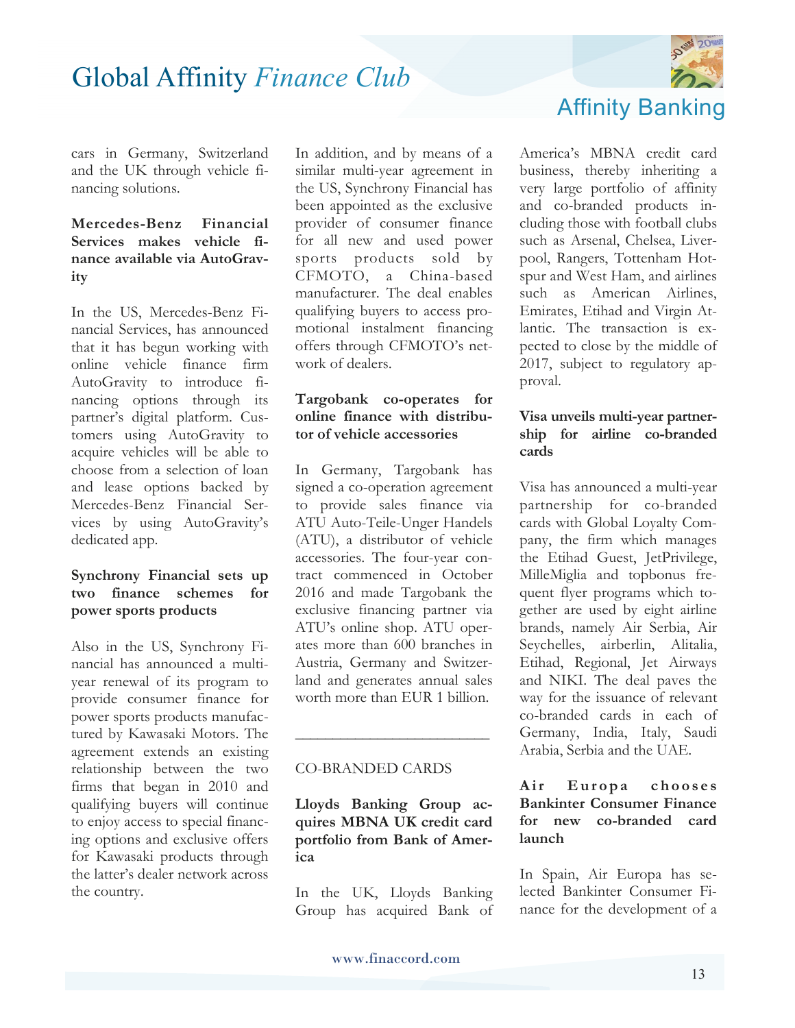cars in Germany, Switzerland and the UK through vehicle financing solutions.

**Mercedes-Benz Financial Services makes vehicle finance available via AutoGravity**

In the US, Mercedes-Benz Financial Services, has announced that it has begun working with online vehicle finance firm AutoGravity to introduce financing options through its partner's digital platform. Customers using AutoGravity to acquire vehicles will be able to choose from a selection of loan and lease options backed by Mercedes-Benz Financial Services by using AutoGravity's dedicated app.

**Synchrony Financial sets up two finance schemes for power sports products**

Also in the US, Synchrony Financial has announced a multi-year renewal of its program to provide consumer finance for power sports products manufactured by Kawasaki Motors. The agreement extends an existing relationship between the two firms that began in 2010 and qualifying buyers will continue to enjoy access to special financing options and exclusive offers for Kawasaki products through the latter's dealer network across the country.

In addition, and by means of a similar multi-year agreement in the US, Synchrony Financial has been appointed as the exclusive provider of consumer finance for all new and used power sports products sold by CFMOTO, a China-based manufacturer. The deal enables qualifying buyers to access promotional instalment financing offers through CFMOTO's network of dealers.

**Targobank co-operates for online finance with distributor of vehicle accessories**

In Germany, Targobank has signed a co-operation agreement to provide sales finance via ATU Auto-Teile-Unger Handels (ATU), a distributor of vehicle accessories. The four-year contract commenced in October 2016 and made Targobank the exclusive financing partner via ATU's online shop. ATU operates more than 600 branches in Austria, Germany and Switzerland and generates annual sales worth more than EUR 1 billion.

---

## CO-BRANDED CARDS

**Lloyds Banking Group acquires MBNA UK credit card portfolio from Bank of America**

In the UK, Lloyds Banking Group has acquired Bank of America's MBNA credit card business, thereby inheriting a very large portfolio of affinity and co-branded products including those with football clubs such as Arsenal, Chelsea, Liverpool, Rangers, Tottenham Hotspur and West Ham, and airlines such as American Airlines, Emirates, Etihad and Virgin Atlantic. The transaction is expected to close by the middle of 2017, subject to regulatory approval.

**Visa unveils multi-year partnership for airline co-branded cards**

Visa has announced a multi-year partnership for co-branded cards with Global Loyalty Company, the firm which manages the Etihad Guest, JetPrivilege, MilleMiglia and topbonus frequent flyer programs which together are used by eight airline brands, namely Air Serbia, Air Seychelles, airberlin, Alitalia, Etihad, Regional, Jet Airways and NIKI. The deal paves the way for the issuance of relevant co-branded cards in each of Germany, India, Italy, Saudi Arabia, Serbia and the UAE.

**Air Europa chooses Bankinter Consumer Finance for new co-branded card launch**

In Spain, Air Europa has selected Bankinter Consumer Finance for the development of a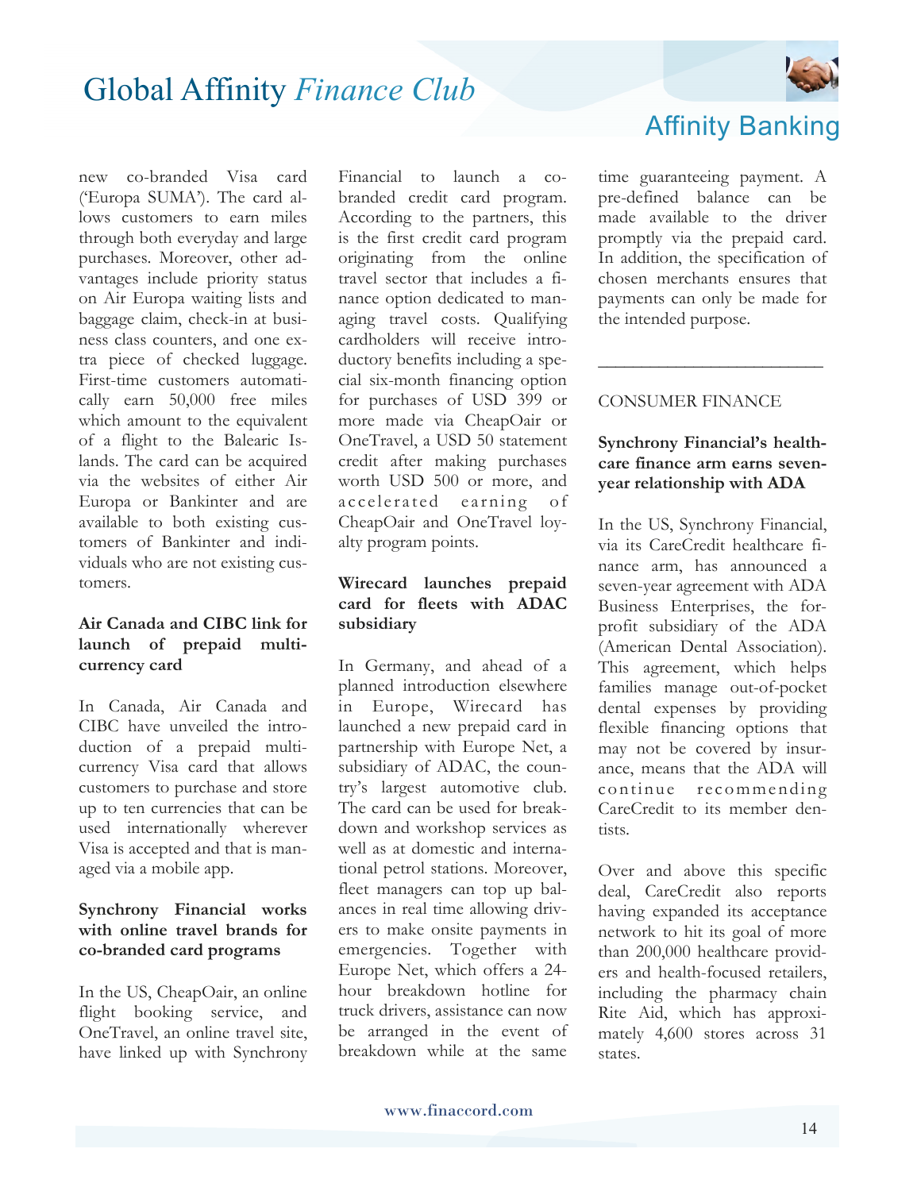new co-branded Visa card ('Europa SUMA'). The card allows customers to earn miles through both everyday and large purchases. Moreover, other advantages include priority status on Air Europa waiting lists and baggage claim, check-in at business class counters, and one extra piece of checked luggage. First-time customers automatically earn 50,000 free miles which amount to the equivalent of a flight to the Balearic Islands. The card can be acquired via the websites of either Air Europa or Bankinter and are available to both existing customers of Bankinter and individuals who are not existing customers.

**Air Canada and CIBC link for launch of prepaid multi-currency card**

In Canada, Air Canada and CIBC have unveiled the introduction of a prepaid multi-currency Visa card that allows customers to purchase and store up to ten currencies that can be used internationally wherever Visa is accepted and that is managed via a mobile app.

**Synchrony Financial works with online travel brands for co-branded card programs**

In the US, CheapOair, an online flight booking service, and OneTravel, an online travel site, have linked up with Synchrony Financial to launch a co-branded credit card program. According to the partners, this is the first credit card program originating from the online travel sector that includes a finance option dedicated to managing travel costs. Qualifying cardholders will receive introductory benefits including a special six-month financing option for purchases of USD 399 or more made via CheapOair or OneTravel, a USD 50 statement credit after making purchases worth USD 500 or more, and accelerated earning of CheapOair and OneTravel loyalty program points.

**Wirecard launches prepaid card for fleets with ADAC subsidiary**

In Germany, and ahead of a planned introduction elsewhere in Europe, Wirecard has launched a new prepaid card in partnership with Europe Net, a subsidiary of ADAC, the country's largest automotive club. The card can be used for breakdown and workshop services as well as at domestic and international petrol stations. Moreover, fleet managers can top up balances in real time allowing drivers to make onsite payments in emergencies. Together with Europe Net, which offers a 24-hour breakdown hotline for truck drivers, assistance can now be arranged in the event of breakdown while at the same time guaranteeing payment. A pre-defined balance can be made available to the driver promptly via the prepaid card. In addition, the specification of chosen merchants ensures that payments can only be made for the intended purpose.

---

CONSUMER FINANCE

**Synchrony Financial's healthcare finance arm earns seven-year relationship with ADA**

In the US, Synchrony Financial, via its CareCredit healthcare finance arm, has announced a seven-year agreement with ADA Business Enterprises, the for-profit subsidiary of the ADA (American Dental Association). This agreement, which helps families manage out-of-pocket dental expenses by providing flexible financing options that may not be covered by insurance, means that the ADA will continue recommending CareCredit to its member dentists.

Over and above this specific deal, CareCredit also reports having expanded its acceptance network to hit its goal of more than 200,000 healthcare providers and health-focused retailers, including the pharmacy chain Rite Aid, which has approximately 4,600 stores across 31 states.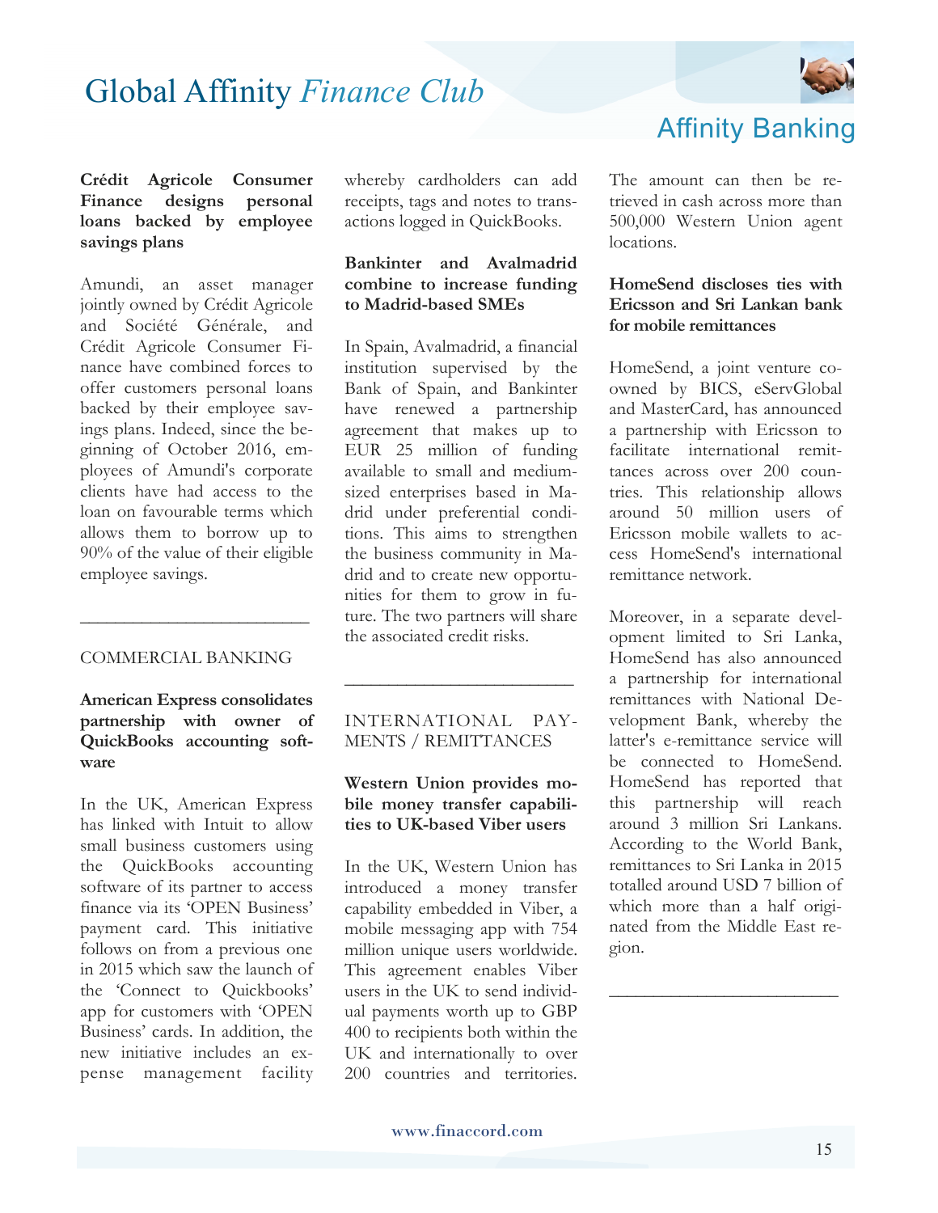**Crédit Agricole Consumer Finance designs personal loans backed by employee savings plans**

Amundi, an asset manager jointly owned by Crédit Agricole and Société Générale, and Crédit Agricole Consumer Finance have combined forces to offer customers personal loans backed by their employee savings plans. Indeed, since the beginning of October 2016, employees of Amundi's corporate clients have had access to the loan on favourable terms which allows them to borrow up to 90% of the value of their eligible employee savings.

---

## COMMERCIAL BANKING

**American Express consolidates partnership with owner of QuickBooks accounting software**

In the UK, American Express has linked with Intuit to allow small business customers using the QuickBooks accounting software of its partner to access finance via its 'OPEN Business' payment card. This initiative follows on from a previous one in 2015 which saw the launch of the 'Connect to Quickbooks' app for customers with 'OPEN Business' cards. In addition, the new initiative includes an expense management facility whereby cardholders can add receipts, tags and notes to transactions logged in QuickBooks.

**Bankinter and Avalmadrid combine to increase funding to Madrid-based SMEs**

In Spain, Avalmadrid, a financial institution supervised by the Bank of Spain, and Bankinter have renewed a partnership agreement that makes up to EUR 25 million of funding available to small and medium-sized enterprises based in Madrid under preferential conditions. This aims to strengthen the business community in Madrid and to create new opportunities for them to grow in future. The two partners will share the associated credit risks.

---

## INTERNATIONAL PAYMENTS / REMITTANCES

**Western Union provides mobile money transfer capabilities to UK-based Viber users**

In the UK, Western Union has introduced a money transfer capability embedded in Viber, a mobile messaging app with 754 million unique users worldwide. This agreement enables Viber users in the UK to send individual payments worth up to GBP 400 to recipients both within the UK and internationally to over 200 countries and territories. The amount can then be retrieved in cash across more than 500,000 Western Union agent locations.

**HomeSend discloses ties with Ericsson and Sri Lankan bank for mobile remittances**

HomeSend, a joint venture co-owned by BICS, eServGlobal and MasterCard, has announced a partnership with Ericsson to facilitate international remittances across over 200 countries. This relationship allows around 50 million users of Ericsson mobile wallets to access HomeSend's international remittance network.

Moreover, in a separate development limited to Sri Lanka, HomeSend has also announced a partnership for international remittances with National Development Bank, whereby the latter's e-remittance service will be connected to HomeSend. HomeSend has reported that this partnership will reach around 3 million Sri Lankans. According to the World Bank, remittances to Sri Lanka in 2015 totalled around USD 7 billion of which more than a half originated from the Middle East region.

---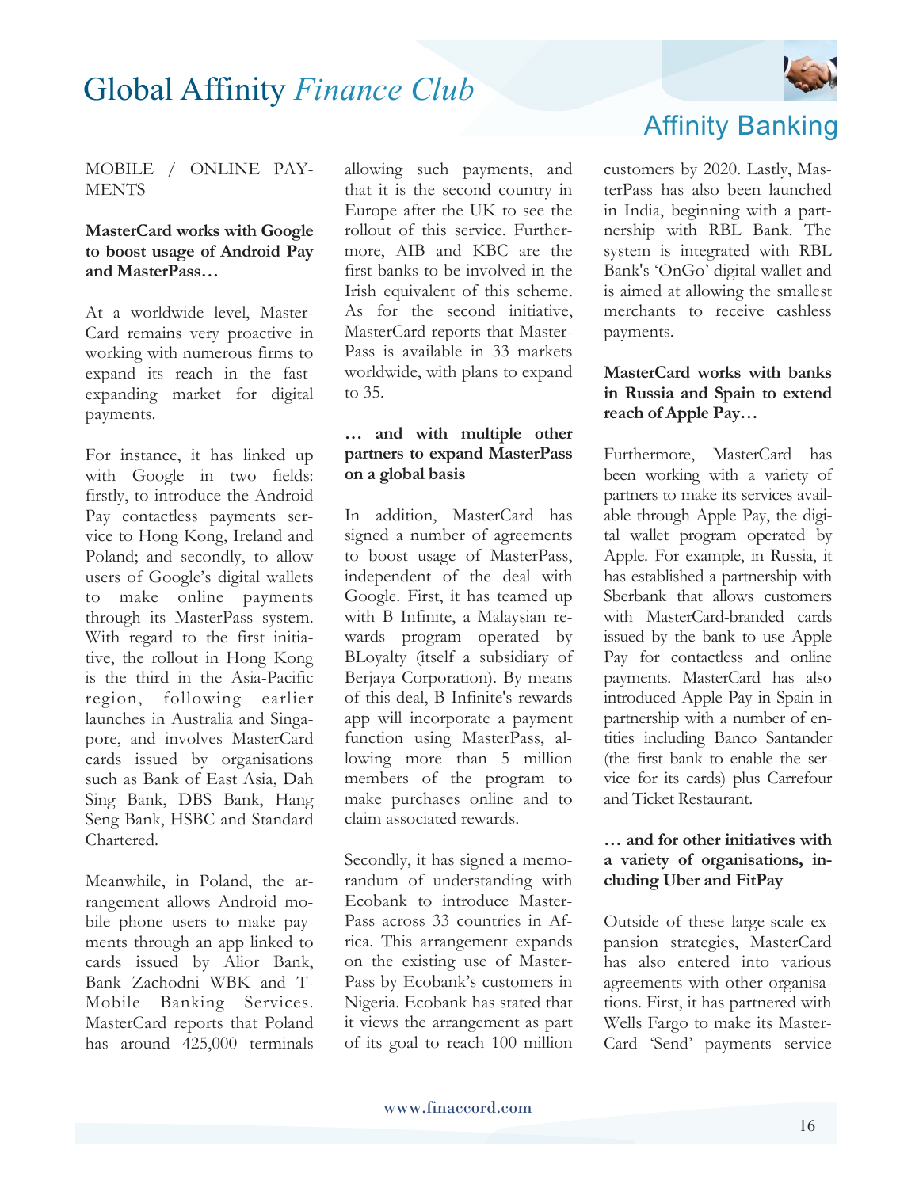MOBILE / ONLINE PAYMENTS

**MasterCard works with Google to boost usage of Android Pay and MasterPass…**

At a worldwide level, MasterCard remains very proactive in working with numerous firms to expand its reach in the fast-expanding market for digital payments.

For instance, it has linked up with Google in two fields: firstly, to introduce the Android Pay contactless payments service to Hong Kong, Ireland and Poland; and secondly, to allow users of Google's digital wallets to make online payments through its MasterPass system. With regard to the first initiative, the rollout in Hong Kong is the third in the Asia-Pacific region, following earlier launches in Australia and Singapore, and involves MasterCard cards issued by organisations such as Bank of East Asia, Dah Sing Bank, DBS Bank, Hang Seng Bank, HSBC and Standard Chartered.

Meanwhile, in Poland, the arrangement allows Android mobile phone users to make payments through an app linked to cards issued by Alior Bank, Bank Zachodni WBK and T-Mobile Banking Services. MasterCard reports that Poland has around 425,000 terminals allowing such payments, and that it is the second country in Europe after the UK to see the rollout of this service. Furthermore, AIB and KBC are the first banks to be involved in the Irish equivalent of this scheme. As for the second initiative, MasterCard reports that MasterPass is available in 33 markets worldwide, with plans to expand to 35.

**… and with multiple other partners to expand MasterPass on a global basis**

In addition, MasterCard has signed a number of agreements to boost usage of MasterPass, independent of the deal with Google. First, it has teamed up with B Infinite, a Malaysian rewards program operated by BLoyalty (itself a subsidiary of Berjaya Corporation). By means of this deal, B Infinite's rewards app will incorporate a payment function using MasterPass, allowing more than 5 million members of the program to make purchases online and to claim associated rewards.

Secondly, it has signed a memorandum of understanding with Ecobank to introduce MasterPass across 33 countries in Africa. This arrangement expands on the existing use of MasterPass by Ecobank's customers in Nigeria. Ecobank has stated that it views the arrangement as part of its goal to reach 100 million customers by 2020. Lastly, MasterPass has also been launched in India, beginning with a partnership with RBL Bank. The system is integrated with RBL Bank's 'OnGo' digital wallet and is aimed at allowing the smallest merchants to receive cashless payments.

**MasterCard works with banks in Russia and Spain to extend reach of Apple Pay…**

Furthermore, MasterCard has been working with a variety of partners to make its services available through Apple Pay, the digital wallet program operated by Apple. For example, in Russia, it has established a partnership with Sberbank that allows customers with MasterCard-branded cards issued by the bank to use Apple Pay for contactless and online payments. MasterCard has also introduced Apple Pay in Spain in partnership with a number of entities including Banco Santander (the first bank to enable the service for its cards) plus Carrefour and Ticket Restaurant.

**… and for other initiatives with a variety of organisations, including Uber and FitPay**

Outside of these large-scale expansion strategies, MasterCard has also entered into various agreements with other organisations. First, it has partnered with Wells Fargo to make its MasterCard 'Send' payments service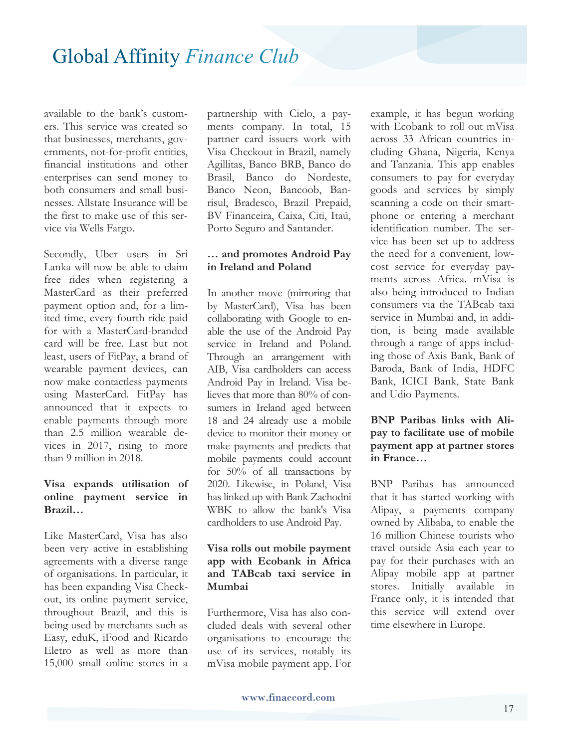available to the bank's customers. This service was created so that businesses, merchants, governments, not-for-profit entities, financial institutions and other enterprises can send money to both consumers and small businesses. Allstate Insurance will be the first to make use of this service via Wells Fargo.

Secondly, Uber users in Sri Lanka will now be able to claim free rides when registering a MasterCard as their preferred payment option and, for a limited time, every fourth ride paid for with a MasterCard-branded card will be free. Last but not least, users of FitPay, a brand of wearable payment devices, can now make contactless payments using MasterCard. FitPay has announced that it expects to enable payments through more than 2.5 million wearable devices in 2017, rising to more than 9 million in 2018.

### Visa expands utilisation of online payment service in Brazil…

Like MasterCard, Visa has also been very active in establishing agreements with a diverse range of organisations. In particular, it has been expanding Visa Checkout, its online payment service, throughout Brazil, and this is being used by merchants such as Easy, eduK, iFood and Ricardo Eletro as well as more than 15,000 small online stores in a partnership with Cielo, a payments company. In total, 15 partner card issuers work with Visa Checkout in Brazil, namely Agillitas, Banco BRB, Banco do Brasil, Banco do Nordeste, Banco Neon, Bancoob, Banrisul, Bradesco, Brazil Prepaid, BV Financeira, Caixa, Citi, Itaú, Porto Seguro and Santander.

### … and promotes Android Pay in Ireland and Poland

In another move (mirroring that by MasterCard), Visa has been collaborating with Google to enable the use of the Android Pay service in Ireland and Poland. Through an arrangement with AIB, Visa cardholders can access Android Pay in Ireland. Visa believes that more than 80% of consumers in Ireland aged between 18 and 24 already use a mobile device to monitor their money or make payments and predicts that mobile payments could account for 50% of all transactions by 2020. Likewise, in Poland, Visa has linked up with Bank Zachodni WBK to allow the bank's Visa cardholders to use Android Pay.

### Visa rolls out mobile payment app with Ecobank in Africa and TABcab taxi service in Mumbai

Furthermore, Visa has also concluded deals with several other organisations to encourage the use of its services, notably its mVisa mobile payment app. For example, it has begun working with Ecobank to roll out mVisa across 33 African countries including Ghana, Nigeria, Kenya and Tanzania. This app enables consumers to pay for everyday goods and services by simply scanning a code on their smartphone or entering a merchant identification number. The service has been set up to address the need for a convenient, low-cost service for everyday payments across Africa. mVisa is also being introduced to Indian consumers via the TABcab taxi service in Mumbai and, in addition, is being made available through a range of apps including those of Axis Bank, Bank of Baroda, Bank of India, HDFC Bank, ICICI Bank, State Bank and Udio Payments.

### BNP Paribas links with Alipay to facilitate use of mobile payment app at partner stores in France…

BNP Paribas has announced that it has started working with Alipay, a payments company owned by Alibaba, to enable the 16 million Chinese tourists who travel outside Asia each year to pay for their purchases with an Alipay mobile app at partner stores. Initially available in France only, it is intended that this service will extend over time elsewhere in Europe.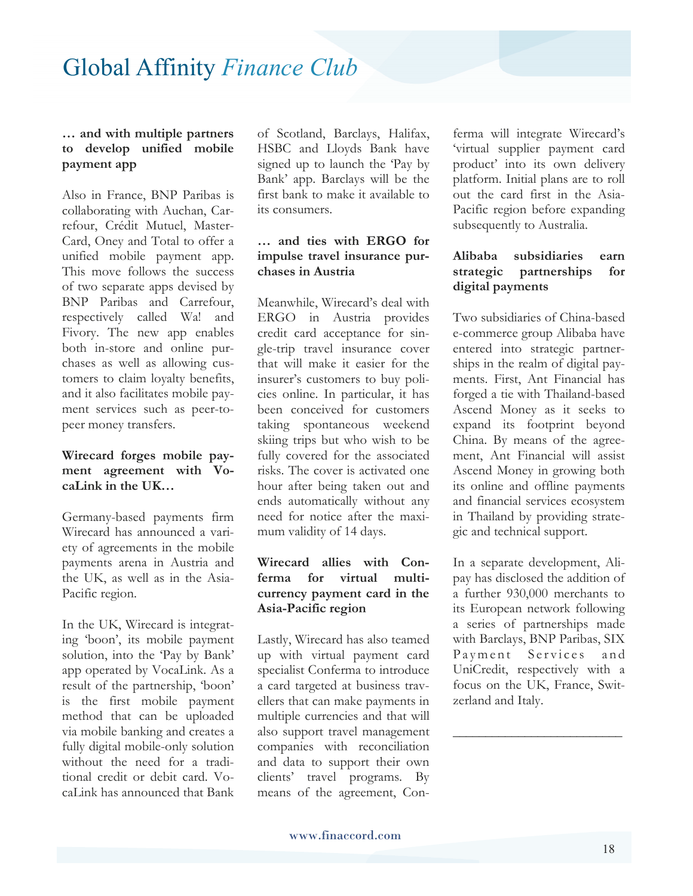**… and with multiple partners to develop unified mobile payment app**

Also in France, BNP Paribas is collaborating with Auchan, Carrefour, Crédit Mutuel, MasterCard, Oney and Total to offer a unified mobile payment app. This move follows the success of two separate apps devised by BNP Paribas and Carrefour, respectively called Wa! and Fivory. The new app enables both in-store and online purchases as well as allowing customers to claim loyalty benefits, and it also facilitates mobile payment services such as peer-to-peer money transfers.

**Wirecard forges mobile payment agreement with VocaLink in the UK…**

Germany-based payments firm Wirecard has announced a variety of agreements in the mobile payments arena in Austria and the UK, as well as in the Asia-Pacific region.

In the UK, Wirecard is integrating 'boon', its mobile payment solution, into the 'Pay by Bank' app operated by VocaLink. As a result of the partnership, 'boon' is the first mobile payment method that can be uploaded via mobile banking and creates a fully digital mobile-only solution without the need for a traditional credit or debit card. VocaLink has announced that Bank of Scotland, Barclays, Halifax, HSBC and Lloyds Bank have signed up to launch the 'Pay by Bank' app. Barclays will be the first bank to make it available to its consumers.

**… and ties with ERGO for impulse travel insurance purchases in Austria**

Meanwhile, Wirecard's deal with ERGO in Austria provides credit card acceptance for single-trip travel insurance cover that will make it easier for the insurer's customers to buy policies online. In particular, it has been conceived for customers taking spontaneous weekend skiing trips but who wish to be fully covered for the associated risks. The cover is activated one hour after being taken out and ends automatically without any need for notice after the maximum validity of 14 days.

**Wirecard allies with Conferma for virtual multi-currency payment card in the Asia-Pacific region**

Lastly, Wirecard has also teamed up with virtual payment card specialist Conferma to introduce a card targeted at business travellers that can make payments in multiple currencies and that will also support travel management companies with reconciliation and data to support their own clients' travel programs. By means of the agreement, Conferma will integrate Wirecard's 'virtual supplier payment card product' into its own delivery platform. Initial plans are to roll out the card first in the Asia-Pacific region before expanding subsequently to Australia.

**Alibaba subsidiaries earn strategic partnerships for digital payments**

Two subsidiaries of China-based e-commerce group Alibaba have entered into strategic partnerships in the realm of digital payments. First, Ant Financial has forged a tie with Thailand-based Ascend Money as it seeks to expand its footprint beyond China. By means of the agreement, Ant Financial will assist Ascend Money in growing both its online and offline payments and financial services ecosystem in Thailand by providing strategic and technical support.

In a separate development, Alipay has disclosed the addition of a further 930,000 merchants to its European network following a series of partnerships made with Barclays, BNP Paribas, SIX Payment Services and UniCredit, respectively with a focus on the UK, France, Switzerland and Italy.

---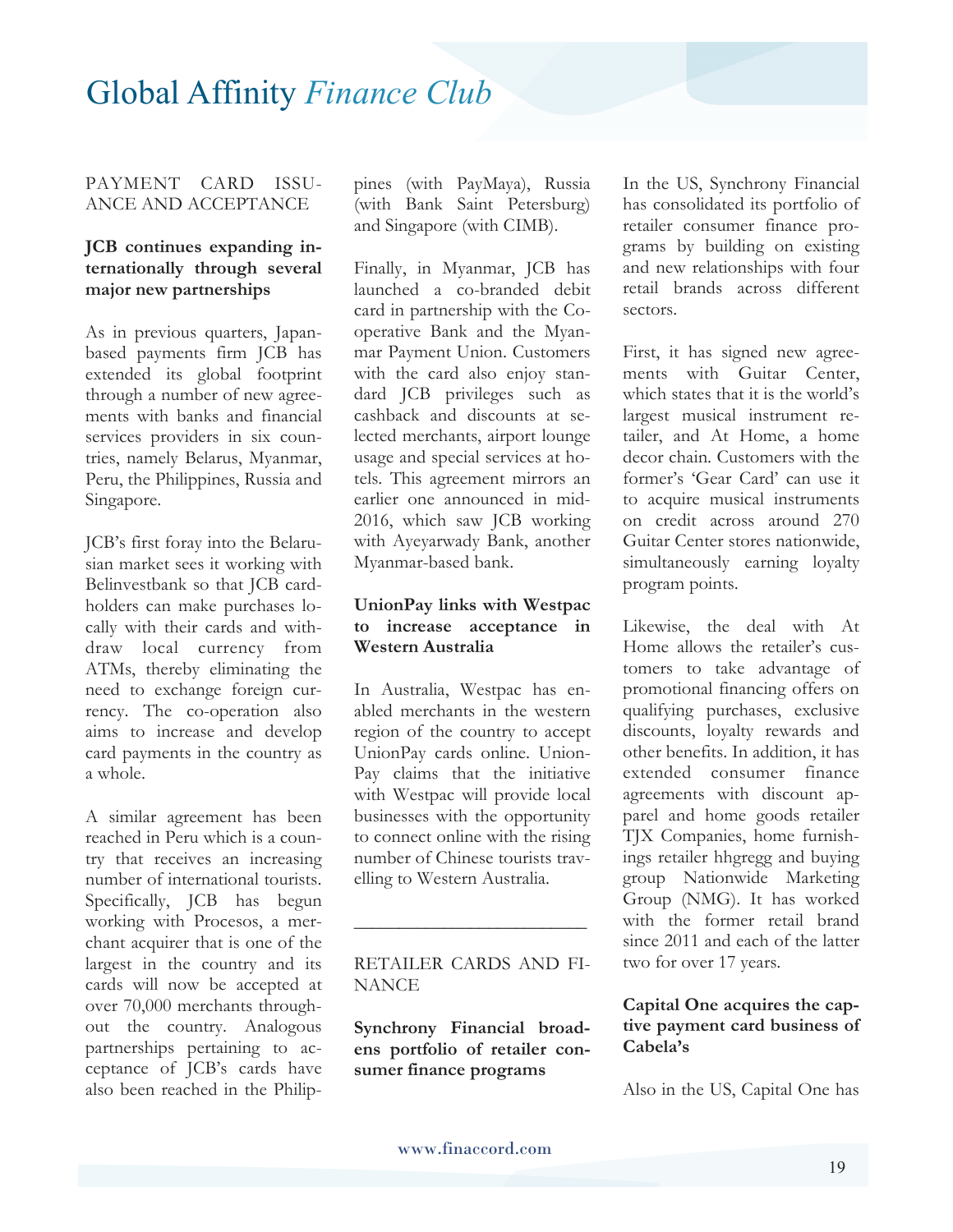PAYMENT CARD ISSUANCE AND ACCEPTANCE

**JCB continues expanding internationally through several major new partnerships**

As in previous quarters, Japan-based payments firm JCB has extended its global footprint through a number of new agreements with banks and financial services providers in six countries, namely Belarus, Myanmar, Peru, the Philippines, Russia and Singapore.

JCB's first foray into the Belarusian market sees it working with Belinvestbank so that JCB cardholders can make purchases locally with their cards and withdraw local currency from ATMs, thereby eliminating the need to exchange foreign currency. The co-operation also aims to increase and develop card payments in the country as a whole.

A similar agreement has been reached in Peru which is a country that receives an increasing number of international tourists. Specifically, JCB has begun working with Procesos, a merchant acquirer that is one of the largest in the country and its cards will now be accepted at over 70,000 merchants throughout the country. Analogous partnerships pertaining to acceptance of JCB's cards have also been reached in the Philippines (with PayMaya), Russia (with Bank Saint Petersburg) and Singapore (with CIMB).

Finally, in Myanmar, JCB has launched a co-branded debit card in partnership with the Co-operative Bank and the Myanmar Payment Union. Customers with the card also enjoy standard JCB privileges such as cashback and discounts at selected merchants, airport lounge usage and special services at hotels. This agreement mirrors an earlier one announced in mid-2016, which saw JCB working with Ayeyarwady Bank, another Myanmar-based bank.

**UnionPay links with Westpac to increase acceptance in Western Australia**

In Australia, Westpac has enabled merchants in the western region of the country to accept UnionPay cards online. UnionPay claims that the initiative with Westpac will provide local businesses with the opportunity to connect online with the rising number of Chinese tourists travelling to Western Australia.

---

RETAILER CARDS AND FINANCE

**Synchrony Financial broadens portfolio of retailer consumer finance programs**

In the US, Synchrony Financial has consolidated its portfolio of retailer consumer finance programs by building on existing and new relationships with four retail brands across different sectors.

First, it has signed new agreements with Guitar Center, which states that it is the world's largest musical instrument retailer, and At Home, a home decor chain. Customers with the former's 'Gear Card' can use it to acquire musical instruments on credit across around 270 Guitar Center stores nationwide, simultaneously earning loyalty program points.

Likewise, the deal with At Home allows the retailer's customers to take advantage of promotional financing offers on qualifying purchases, exclusive discounts, loyalty rewards and other benefits. In addition, it has extended consumer finance agreements with discount apparel and home goods retailer TJX Companies, home furnishings retailer hhgregg and buying group Nationwide Marketing Group (NMG). It has worked with the former retail brand since 2011 and each of the latter two for over 17 years.

**Capital One acquires the captive payment card business of Cabela's**

Also in the US, Capital One has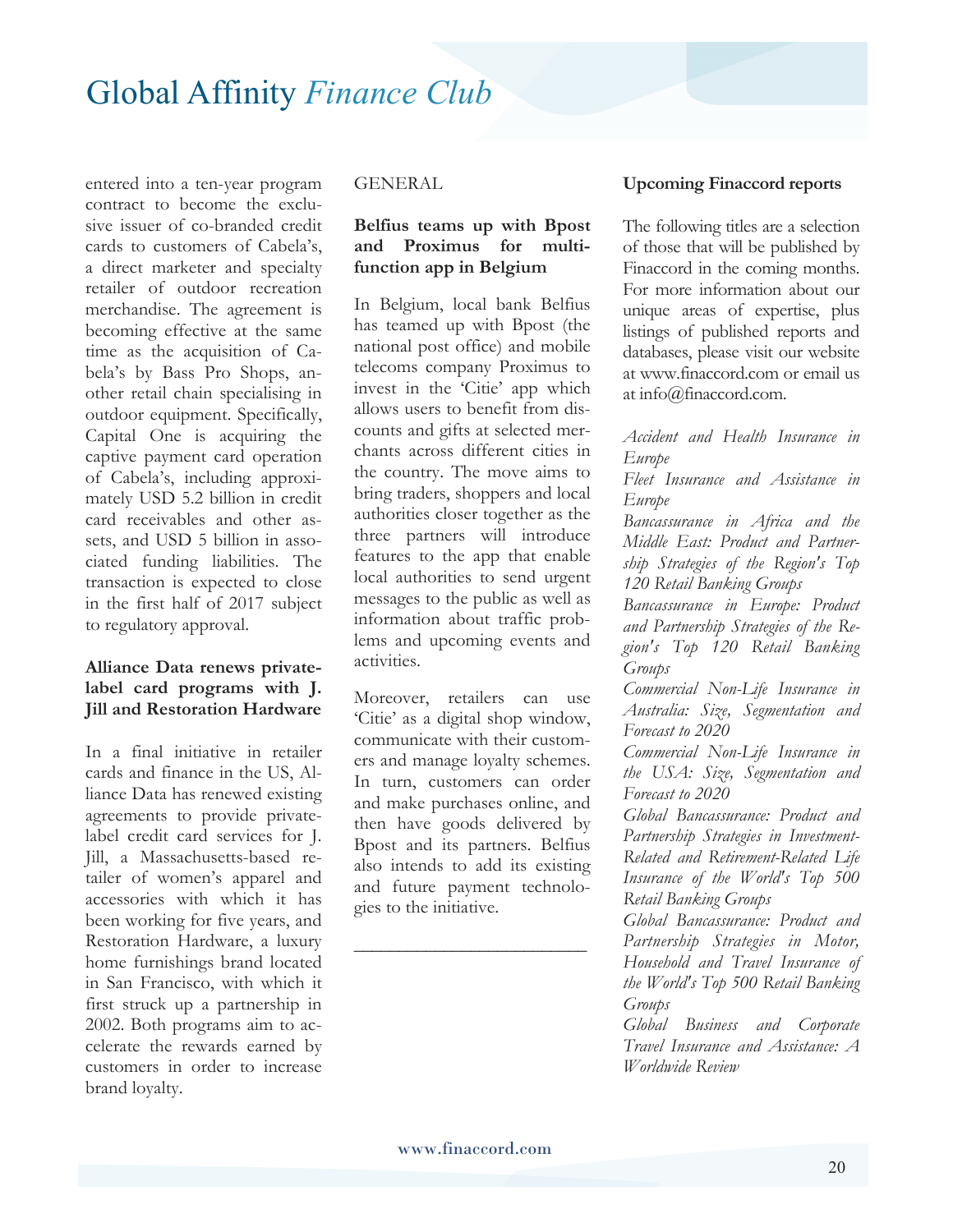entered into a ten-year program contract to become the exclusive issuer of co-branded credit cards to customers of Cabela's, a direct marketer and specialty retailer of outdoor recreation merchandise. The agreement is becoming effective at the same time as the acquisition of Cabela's by Bass Pro Shops, another retail chain specialising in outdoor equipment. Specifically, Capital One is acquiring the captive payment card operation of Cabela's, including approximately USD 5.2 billion in credit card receivables and other assets, and USD 5 billion in associated funding liabilities. The transaction is expected to close in the first half of 2017 subject to regulatory approval.

**Alliance Data renews private-label card programs with J. Jill and Restoration Hardware**

In a final initiative in retailer cards and finance in the US, Alliance Data has renewed existing agreements to provide private-label credit card services for J. Jill, a Massachusetts-based retailer of women's apparel and accessories with which it has been working for five years, and Restoration Hardware, a luxury home furnishings brand located in San Francisco, with which it first struck up a partnership in 2002. Both programs aim to accelerate the rewards earned by customers in order to increase brand loyalty.

GENERAL

**Belfius teams up with Bpost and Proximus for multi-function app in Belgium**

In Belgium, local bank Belfius has teamed up with Bpost (the national post office) and mobile telecoms company Proximus to invest in the 'Citie' app which allows users to benefit from discounts and gifts at selected merchants across different cities in the country. The move aims to bring traders, shoppers and local authorities closer together as the three partners will introduce features to the app that enable local authorities to send urgent messages to the public as well as information about traffic problems and upcoming events and activities.

Moreover, retailers can use 'Citie' as a digital shop window, communicate with their customers and manage loyalty schemes. In turn, customers can order and make purchases online, and then have goods delivered by Bpost and its partners. Belfius also intends to add its existing and future payment technologies to the initiative.

---

**Upcoming Finaccord reports**

The following titles are a selection of those that will be published by Finaccord in the coming months. For more information about our unique areas of expertise, plus listings of published reports and databases, please visit our website at www.finaccord.com or email us at info@finaccord.com.

*Accident and Health Insurance in Europe*

*Fleet Insurance and Assistance in Europe*

*Bancassurance in Africa and the Middle East: Product and Partnership Strategies of the Region's Top 120 Retail Banking Groups*

*Bancassurance in Europe: Product and Partnership Strategies of the Region's Top 120 Retail Banking Groups*

*Commercial Non-Life Insurance in Australia: Size, Segmentation and Forecast to 2020*

*Commercial Non-Life Insurance in the USA: Size, Segmentation and Forecast to 2020*

*Global Bancassurance: Product and Partnership Strategies in Investment-Related and Retirement-Related Life Insurance of the World's Top 500 Retail Banking Groups*

*Global Bancassurance: Product and Partnership Strategies in Motor, Household and Travel Insurance of the World's Top 500 Retail Banking Groups*

*Global Business and Corporate Travel Insurance and Assistance: A Worldwide Review*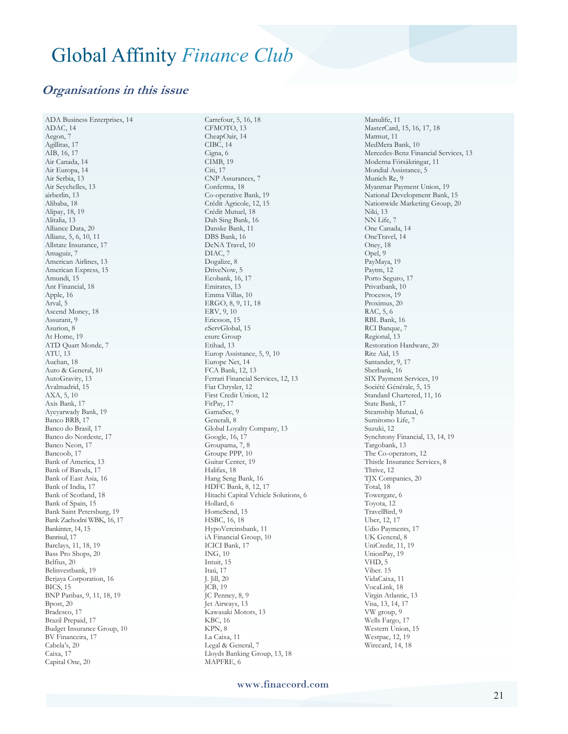# Global Affinity *Finance Club*

## *Organisations in this issue*

ADA Business Enterprises, 14
ADAC, 14
Aegon, 7
Agillitas, 17
AIB, 16, 17
Air Canada, 14
Air Europa, 14
Air Serbia, 13
Air Seychelles, 13
airberlin, 13
Alibaba, 18
Alipay, 18, 19
Alitalia, 13
Alliance Data, 20
Allianz, 5, 6, 10, 11
Allstate Insurance, 17
Amaguiz, 7
American Airlines, 13
American Express, 15
Amundi, 15
Ant Financial, 18
Apple, 16
Arval, 5
Ascend Money, 18
Assurant, 9
Asurion, 8
At Home, 19
ATD Quart Monde, 7
ATU, 13
Auchan, 18
Auto & General, 10
AutoGravity, 13
Avalmadrid, 15
AXA, 5, 10
Axis Bank, 17
Ayeyarwady Bank, 19
Banco BRB, 17
Banco do Brasil, 17
Banco do Nordeste, 17
Banco Neon, 17
Bancoob, 17
Bank of America, 13
Bank of Baroda, 17
Bank of East Asia, 16
Bank of India, 17
Bank of Scotland, 18
Bank of Spain, 15
Bank Saint Petersburg, 19
Bank Zachodni WBK, 16, 17
Bankinter, 14, 15
Banrisul, 17
Barclays, 11, 18, 19
Bass Pro Shops, 20
Belfius, 20
Belinvestbank, 19
Berjaya Corporation, 16
BICS, 15
BNP Paribas, 9, 11, 18, 19
Bpost, 20
Bradesco, 17
Brazil Prepaid, 17
Budget Insurance Group, 10
BV Financeira, 17
Cabela's, 20
Caixa, 17
Capital One, 20
Carrefour, 5, 16, 18
CFMOTO, 13
CheapOair, 14
CIBC, 14
Cigna, 6
CIMB, 19
Citi, 17
CNP Assurances, 7
Conferma, 18
Co-operative Bank, 19
Crédit Agricole, 12, 15
Crédit Mutuel, 18
Dah Sing Bank, 16
Danske Bank, 11
DBS Bank, 16
DeNA Travel, 10
DIAC, 7
Dogalize, 8
DriveNow, 5
Ecobank, 16, 17
Emirates, 13
Emma Villas, 10
ERGO, 8, 9, 11, 18
ERV, 9, 10
Ericsson, 15
eServGlobal, 15
esure Group
Etihad, 13
Europ Assistance, 5, 9, 10
Europe Net, 14
FCA Bank, 12, 13
Ferrari Financial Services, 12, 13
Fiat Chrysler, 12
First Credit Union, 12
FitPay, 17
GamaSec, 9
Generali, 8
Global Loyalty Company, 13
Google, 16, 17
Groupama, 7, 8
Groupe PPP, 10
Guitar Center, 19
Halifax, 18
Hang Seng Bank, 16
HDFC Bank, 8, 12, 17
Hitachi Capital Vehicle Solutions, 6
Hollard, 6
HomeSend, 15
HSBC, 16, 18
HypoVereinsbank, 11
iA Financial Group, 10
ICICI Bank, 17
ING, 10
Intuit, 15
Itaú, 17
J. Jill, 20
JCB, 19
JC Penney, 8, 9
Jet Airways, 13
Kawasaki Motors, 13
KBC, 16
KPN, 8
La Caixa, 11
Legal & General, 7
Lloyds Banking Group, 13, 18
MAPFRE, 6
Manulife, 11
MasterCard, 15, 16, 17, 18
Matmut, 11
MedMera Bank, 10
Mercedes-Benz Financial Services, 13
Moderna Försäkringar, 11
Mondial Assistance, 5
Munich Re, 9
Myanmar Payment Union, 19
National Development Bank, 15
Nationwide Marketing Group, 20
Niki, 13
NN Life, 7
One Canada, 14
OneTravel, 14
Oney, 18
Opel, 9
PayMaya, 19
Paytm, 12
Porto Seguro, 17
Privatbank, 10
Procesos, 19
Proximus, 20
RAC, 5, 6
RBL Bank, 16
RCI Banque, 7
Regional, 13
Restoration Hardware, 20
Rite Aid, 15
Santander, 9, 17
Sberbank, 16
SIX Payment Services, 19
Société Générale, 5, 15
Standard Chartered, 11, 16
State Bank, 17
Steamship Mutual, 6
Sumitomo Life, 7
Suzuki, 12
Synchrony Financial, 13, 14, 19
Targobank, 13
The Co-operators, 12
Thistle Insurance Services, 8
Thrive, 12
TJX Companies, 20
Total, 18
Towergate, 6
Toyota, 12
TravelBird, 9
Uber, 12, 17
Udio Payments, 17
UK General, 8
UniCredit, 11, 19
UnionPay, 19
VHD, 5
Viber. 15
VidaCaixa, 11
VocaLink, 18
Virgin Atlantic, 13
Visa, 13, 14, 17
VW group, 9
Wells Fargo, 17
Western Union, 15
Westpac, 12, 19
Wirecard, 14, 18

www.finaccord.com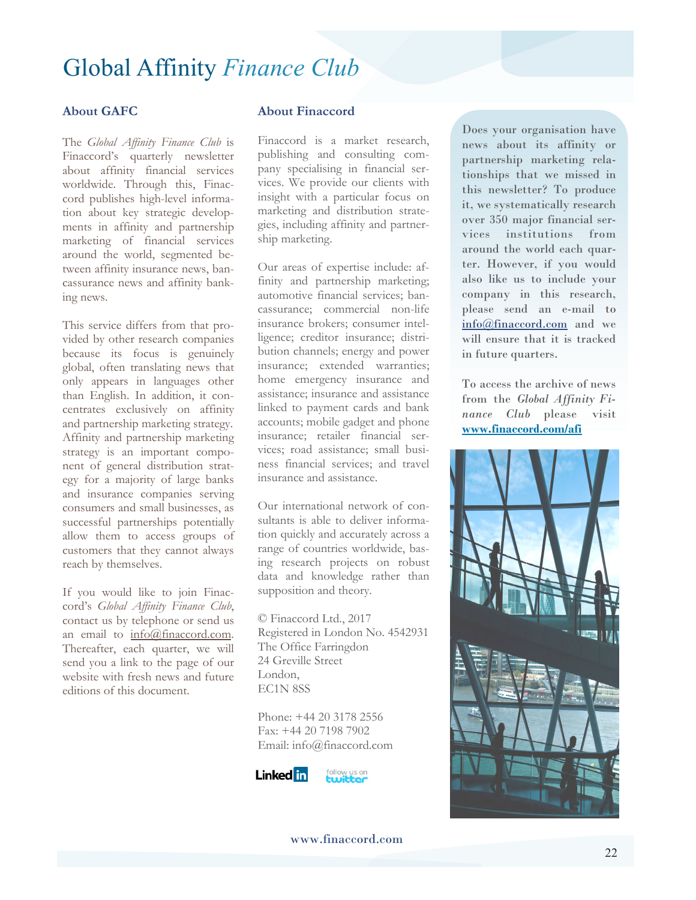# Global Affinity *Finance Club*

## About GAFC

The *Global Affinity Finance Club* is Finaccord's quarterly newsletter about affinity financial services worldwide. Through this, Finaccord publishes high-level information about key strategic developments in affinity and partnership marketing of financial services around the world, segmented between affinity insurance news, bancassurance news and affinity banking news.

This service differs from that provided by other research companies because its focus is genuinely global, often translating news that only appears in languages other than English. In addition, it concentrates exclusively on affinity and partnership marketing strategy. Affinity and partnership marketing strategy is an important component of general distribution strategy for a majority of large banks and insurance companies serving consumers and small businesses, as successful partnerships potentially allow them to access groups of customers that they cannot always reach by themselves.

If you would like to join Finaccord's *Global Affinity Finance Club*, contact us by telephone or send us an email to info@finaccord.com. Thereafter, each quarter, we will send you a link to the page of our website with fresh news and future editions of this document.

## About Finaccord

Finaccord is a market research, publishing and consulting company specialising in financial services. We provide our clients with insight with a particular focus on marketing and distribution strategies, including affinity and partnership marketing.

Our areas of expertise include: affinity and partnership marketing; automotive financial services; bancassurance; commercial non-life insurance brokers; consumer intelligence; creditor insurance; distribution channels; energy and power insurance; extended warranties; home emergency insurance and assistance; insurance and assistance linked to payment cards and bank accounts; mobile gadget and phone insurance; retailer financial services; road assistance; small business financial services; and travel insurance and assistance.

Our international network of consultants is able to deliver information quickly and accurately across a range of countries worldwide, basing research projects on robust data and knowledge rather than supposition and theory.

© Finaccord Ltd., 2017
Registered in London No. 4542931
The Office Farringdon
24 Greville Street
London,
EC1N 8SS

Phone: +44 20 3178 2556
Fax: +44 20 7198 7902
Email: info@finaccord.com

Does your organisation have news about its affinity or partnership marketing relationships that we missed in this newsletter? To produce it, we systematically research over 350 major financial services institutions from around the world each quarter. However, if you would also like us to include your company in this research, please send an e-mail to info@finaccord.com and we will ensure that it is tracked in future quarters.

To access the archive of news from the *Global Affinity Finance Club* please visit **www.finaccord.com/afi**

www.finaccord.com